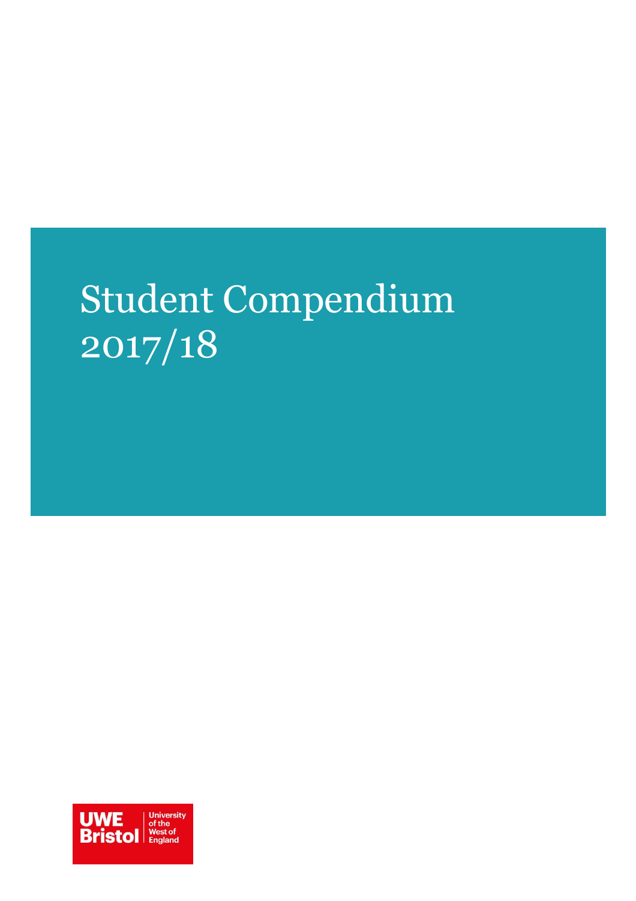# Student Compendium 2017/18

UWE Bristol | University of the West of England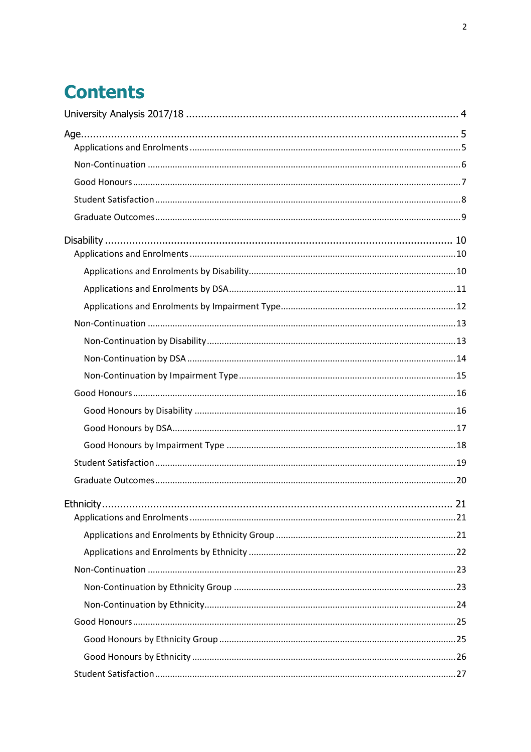# Contents

University Analysis 2017/18 .......... 4

Age .......... 5
- Applications and Enrolments .......... 5
- Non-Continuation .......... 6
- Good Honours .......... 7
- Student Satisfaction .......... 8
- Graduate Outcomes .......... 9

Disability .......... 10
- Applications and Enrolments .......... 10
  - Applications and Enrolments by Disability .......... 10
  - Applications and Enrolments by DSA .......... 11
  - Applications and Enrolments by Impairment Type .......... 12
- Non-Continuation .......... 13
  - Non-Continuation by Disability .......... 13
  - Non-Continuation by DSA .......... 14
  - Non-Continuation by Impairment Type .......... 15
- Good Honours .......... 16
  - Good Honours by Disability .......... 16
  - Good Honours by DSA .......... 17
  - Good Honours by Impairment Type .......... 18
- Student Satisfaction .......... 19
- Graduate Outcomes .......... 20

Ethnicity .......... 21
- Applications and Enrolments .......... 21
  - Applications and Enrolments by Ethnicity Group .......... 21
  - Applications and Enrolments by Ethnicity .......... 22
- Non-Continuation .......... 23
  - Non-Continuation by Ethnicity Group .......... 23
  - Non-Continuation by Ethnicity .......... 24
- Good Honours .......... 25
  - Good Honours by Ethnicity Group .......... 25
  - Good Honours by Ethnicity .......... 26
- Student Satisfaction .......... 27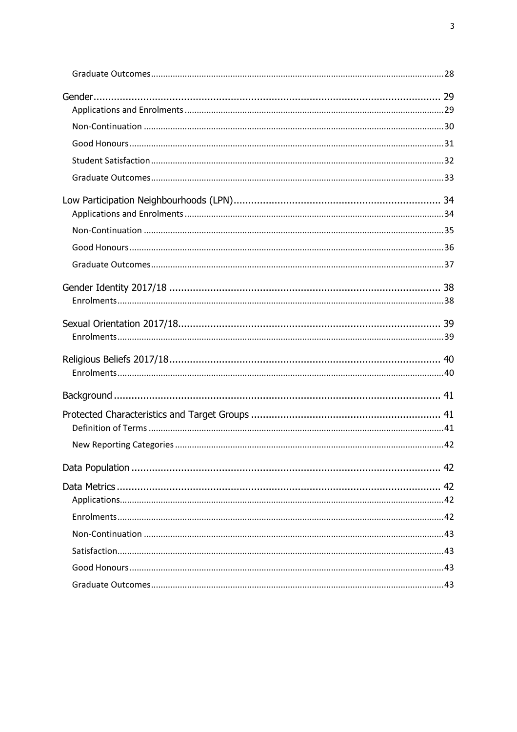Graduate Outcomes......28

Gender......29
- Applications and Enrolments......29
- Non-Continuation......30
- Good Honours......31
- Student Satisfaction......32
- Graduate Outcomes......33

Low Participation Neighbourhoods (LPN)......34
- Applications and Enrolments......34
- Non-Continuation......35
- Good Honours......36
- Graduate Outcomes......37

Gender Identity 2017/18......38
- Enrolments......38

Sexual Orientation 2017/18......39
- Enrolments......39

Religious Beliefs 2017/18......40
- Enrolments......40

Background......41

Protected Characteristics and Target Groups......41
- Definition of Terms......41
- New Reporting Categories......42

Data Population......42

Data Metrics......42
- Applications......42
- Enrolments......42
- Non-Continuation......43
- Satisfaction......43
- Good Honours......43
- Graduate Outcomes......43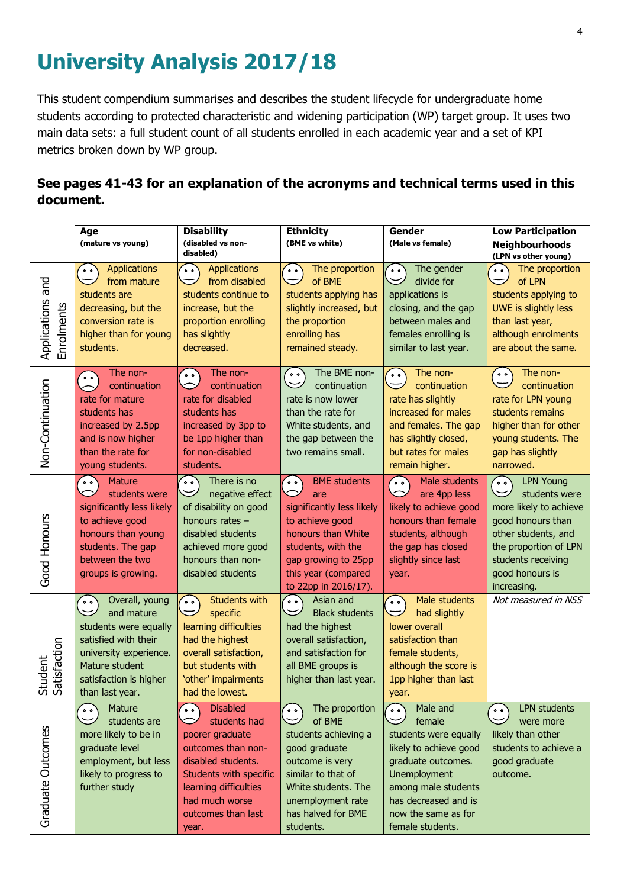# University Analysis 2017/18

This student compendium summarises and describes the student lifecycle for undergraduate home students according to protected characteristic and widening participation (WP) target group. It uses two main data sets: a full student count of all students enrolled in each academic year and a set of KPI metrics broken down by WP group.

**See pages 41-43 for an explanation of the acronyms and technical terms used in this document.**

| | **Age** (mature vs young) | **Disability** (disabled vs non-disabled) | **Ethnicity** (BME vs white) | **Gender** (Male vs female) | **Low Participation Neighbourhoods** (LPN vs other young) |
|---|---|---|---|---|---|
| Applications and Enrolments | Applications from mature students are decreasing, but the conversion rate is higher than for young students. | Applications from disabled students continue to increase, but the proportion enrolling has slightly decreased. | The proportion of BME students applying has slightly increased, but the proportion enrolling has remained steady. | The gender divide for applications is closing, and the gap between males and females enrolling is similar to last year. | The proportion of LPN students applying to UWE is slightly less than last year, although enrolments are about the same. |
| Non-Continuation | The non-continuation rate for mature students has increased by 2.5pp and is now higher than the rate for young students. | The non-continuation rate for disabled students has increased by 3pp to be 1pp higher than for non-disabled students. | The BME non-continuation rate is now lower than the rate for White students, and the gap between the two remains small. | The non-continuation rate has slightly increased for males and females. The gap has slightly closed, but rates for males remain higher. | The non-continuation rate for LPN young students remains higher than for other young students. The gap has slightly narrowed. |
| Good Honours | Mature students were significantly less likely to achieve good honours than young students. The gap between the two groups is growing. | There is no negative effect of disability on good honours rates – disabled students achieved more good honours than non-disabled students | BME students are significantly less likely to achieve good honours than White students, with the gap growing to 25pp this year (compared to 22pp in 2016/17). | Male students are 4pp less likely to achieve good honours than female students, although the gap has closed slightly since last year. | LPN Young students were more likely to achieve good honours than other students, and the proportion of LPN students receiving good honours is increasing. |
| Student Satisfaction | Overall, young and mature students were equally satisfied with their university experience. Mature student satisfaction is higher than last year. | Students with specific learning difficulties had the highest overall satisfaction, but students with 'other' impairments had the lowest. | Asian and Black students had the highest overall satisfaction, and satisfaction for all BME groups is higher than last year. | Male students had slightly lower overall satisfaction than female students, although the score is 1pp higher than last year. | *Not measured in NSS* |
| Graduate Outcomes | Mature students are more likely to be in graduate level employment, but less likely to progress to further study | Disabled students had poorer graduate outcomes than non-disabled students. Students with specific learning difficulties had much worse outcomes than last year. | The proportion of BME students achieving a good graduate outcome is very similar to that of White students. The unemployment rate has halved for BME students. | Male and female students were equally likely to achieve good graduate outcomes. Unemployment among male students has decreased and is now the same as for female students. | LPN students were more likely than other students to achieve a good graduate outcome. |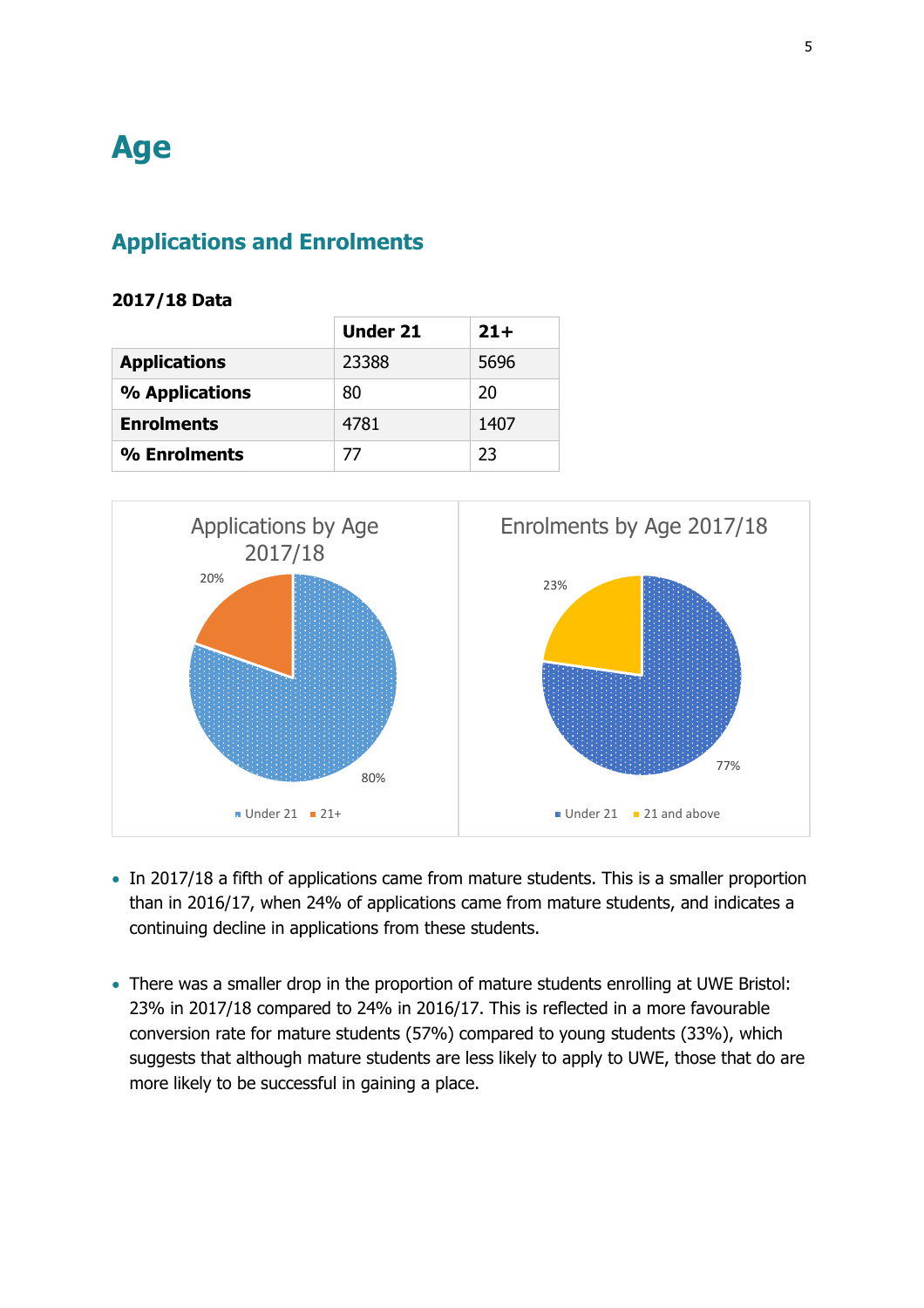# Age

## Applications and Enrolments

**2017/18 Data**

| | Under 21 | 21+ |
|---|---|---|
| **Applications** | 23388 | 5696 |
| **% Applications** | 80 | 20 |
| **Enrolments** | 4781 | 1407 |
| **% Enrolments** | 77 | 23 |

- In 2017/18 a fifth of applications came from mature students. This is a smaller proportion than in 2016/17, when 24% of applications came from mature students, and indicates a continuing decline in applications from these students.

- There was a smaller drop in the proportion of mature students enrolling at UWE Bristol: 23% in 2017/18 compared to 24% in 2016/17. This is reflected in a more favourable conversion rate for mature students (57%) compared to young students (33%), which suggests that although mature students are less likely to apply to UWE, those that do are more likely to be successful in gaining a place.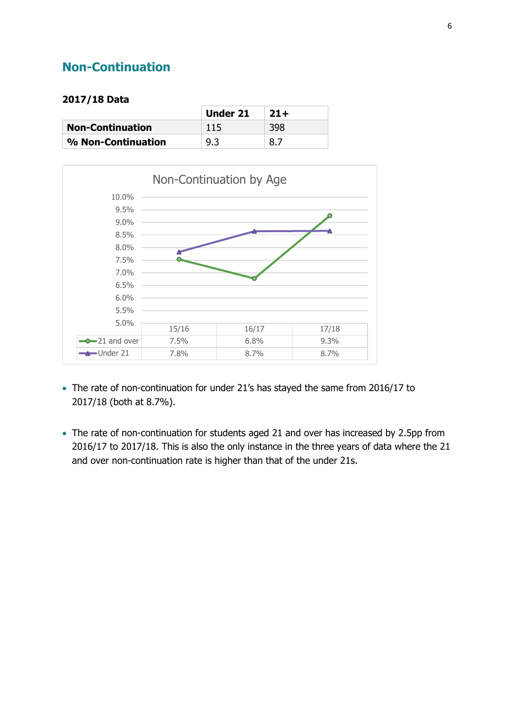## Non-Continuation

**2017/18 Data**

| | Under 21 | 21+ |
|---|---|---|
| **Non-Continuation** | 115 | 398 |
| **% Non-Continuation** | 9.3 | 8.7 |

Non-Continuation by Age

| | 15/16 | 16/17 | 17/18 |
|---|---|---|---|
| 21 and over | 7.5% | 6.8% | 9.3% |
| Under 21 | 7.8% | 8.7% | 8.7% |

- The rate of non-continuation for under 21's has stayed the same from 2016/17 to 2017/18 (both at 8.7%).
- The rate of non-continuation for students aged 21 and over has increased by 2.5pp from 2016/17 to 2017/18. This is also the only instance in the three years of data where the 21 and over non-continuation rate is higher than that of the under 21s.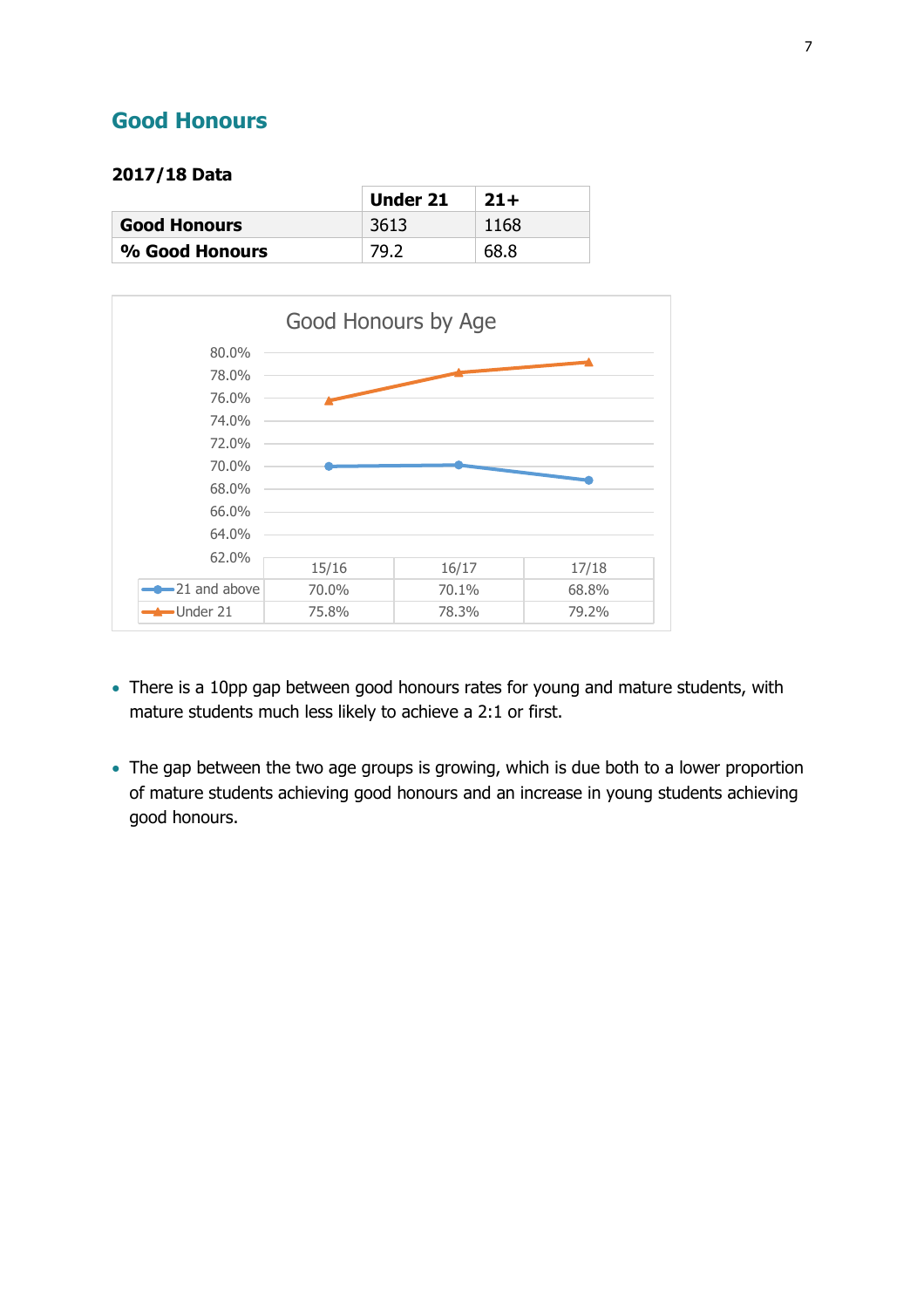## Good Honours

**2017/18 Data**

| | Under 21 | 21+ |
|---|---|---|
| **Good Honours** | 3613 | 1168 |
| **% Good Honours** | 79.2 | 68.8 |

Good Honours by Age

| | 15/16 | 16/17 | 17/18 |
|---|---|---|---|
| 21 and above | 70.0% | 70.1% | 68.8% |
| Under 21 | 75.8% | 78.3% | 79.2% |

- There is a 10pp gap between good honours rates for young and mature students, with mature students much less likely to achieve a 2:1 or first.
- The gap between the two age groups is growing, which is due both to a lower proportion of mature students achieving good honours and an increase in young students achieving good honours.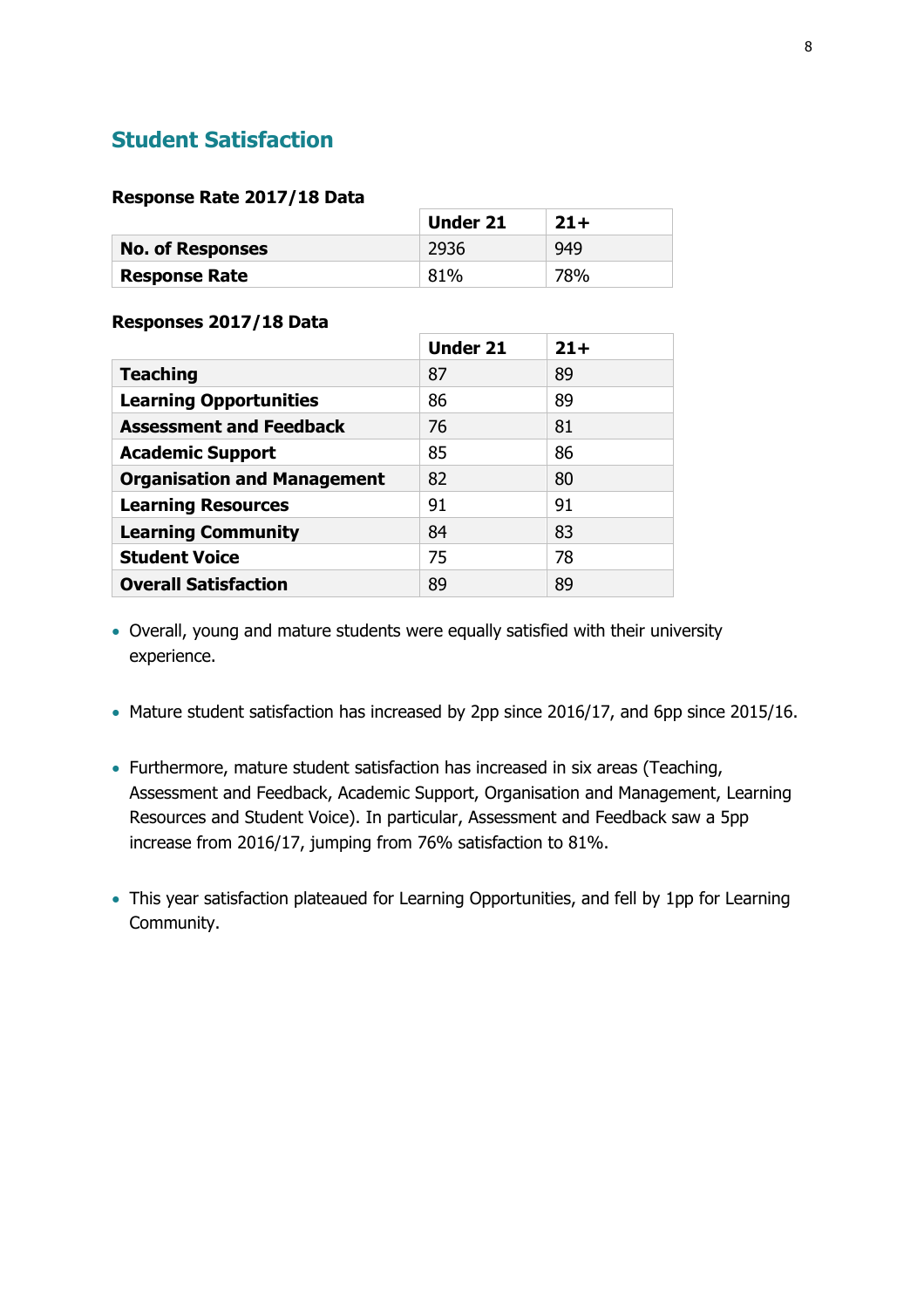## Student Satisfaction

**Response Rate 2017/18 Data**

| | Under 21 | 21+ |
|---|---|---|
| **No. of Responses** | 2936 | 949 |
| **Response Rate** | 81% | 78% |

**Responses 2017/18 Data**

| | Under 21 | 21+ |
|---|---|---|
| **Teaching** | 87 | 89 |
| **Learning Opportunities** | 86 | 89 |
| **Assessment and Feedback** | 76 | 81 |
| **Academic Support** | 85 | 86 |
| **Organisation and Management** | 82 | 80 |
| **Learning Resources** | 91 | 91 |
| **Learning Community** | 84 | 83 |
| **Student Voice** | 75 | 78 |
| **Overall Satisfaction** | 89 | 89 |

- Overall, young and mature students were equally satisfied with their university experience.

- Mature student satisfaction has increased by 2pp since 2016/17, and 6pp since 2015/16.

- Furthermore, mature student satisfaction has increased in six areas (Teaching, Assessment and Feedback, Academic Support, Organisation and Management, Learning Resources and Student Voice). In particular, Assessment and Feedback saw a 5pp increase from 2016/17, jumping from 76% satisfaction to 81%.

- This year satisfaction plateaued for Learning Opportunities, and fell by 1pp for Learning Community.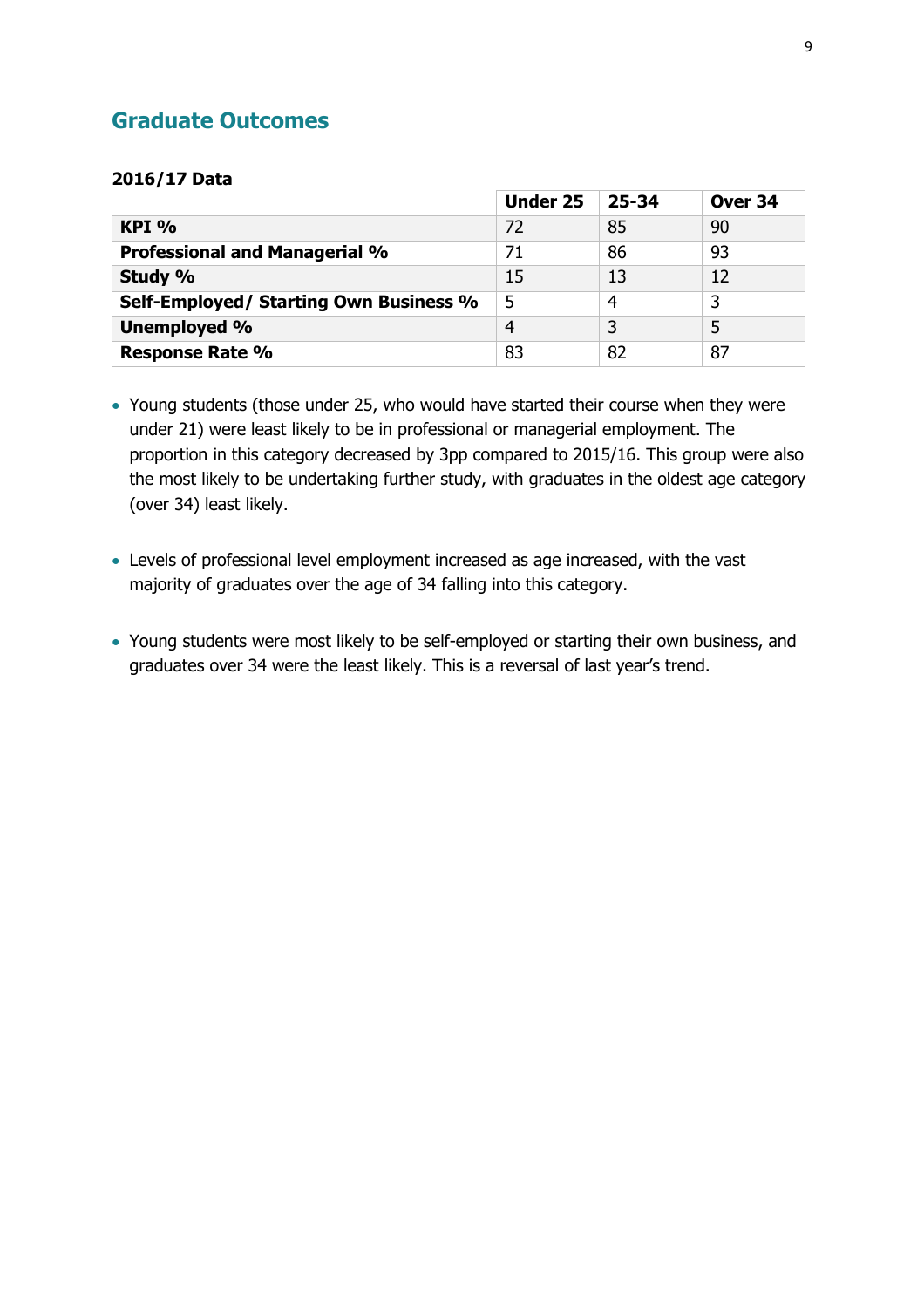## Graduate Outcomes

**2016/17 Data**

| | Under 25 | 25-34 | Over 34 |
|---|---|---|---|
| **KPI %** | 72 | 85 | 90 |
| **Professional and Managerial %** | 71 | 86 | 93 |
| **Study %** | 15 | 13 | 12 |
| **Self-Employed/ Starting Own Business %** | 5 | 4 | 3 |
| **Unemployed %** | 4 | 3 | 5 |
| **Response Rate %** | 83 | 82 | 87 |

- Young students (those under 25, who would have started their course when they were under 21) were least likely to be in professional or managerial employment. The proportion in this category decreased by 3pp compared to 2015/16. This group were also the most likely to be undertaking further study, with graduates in the oldest age category (over 34) least likely.

- Levels of professional level employment increased as age increased, with the vast majority of graduates over the age of 34 falling into this category.

- Young students were most likely to be self-employed or starting their own business, and graduates over 34 were the least likely. This is a reversal of last year's trend.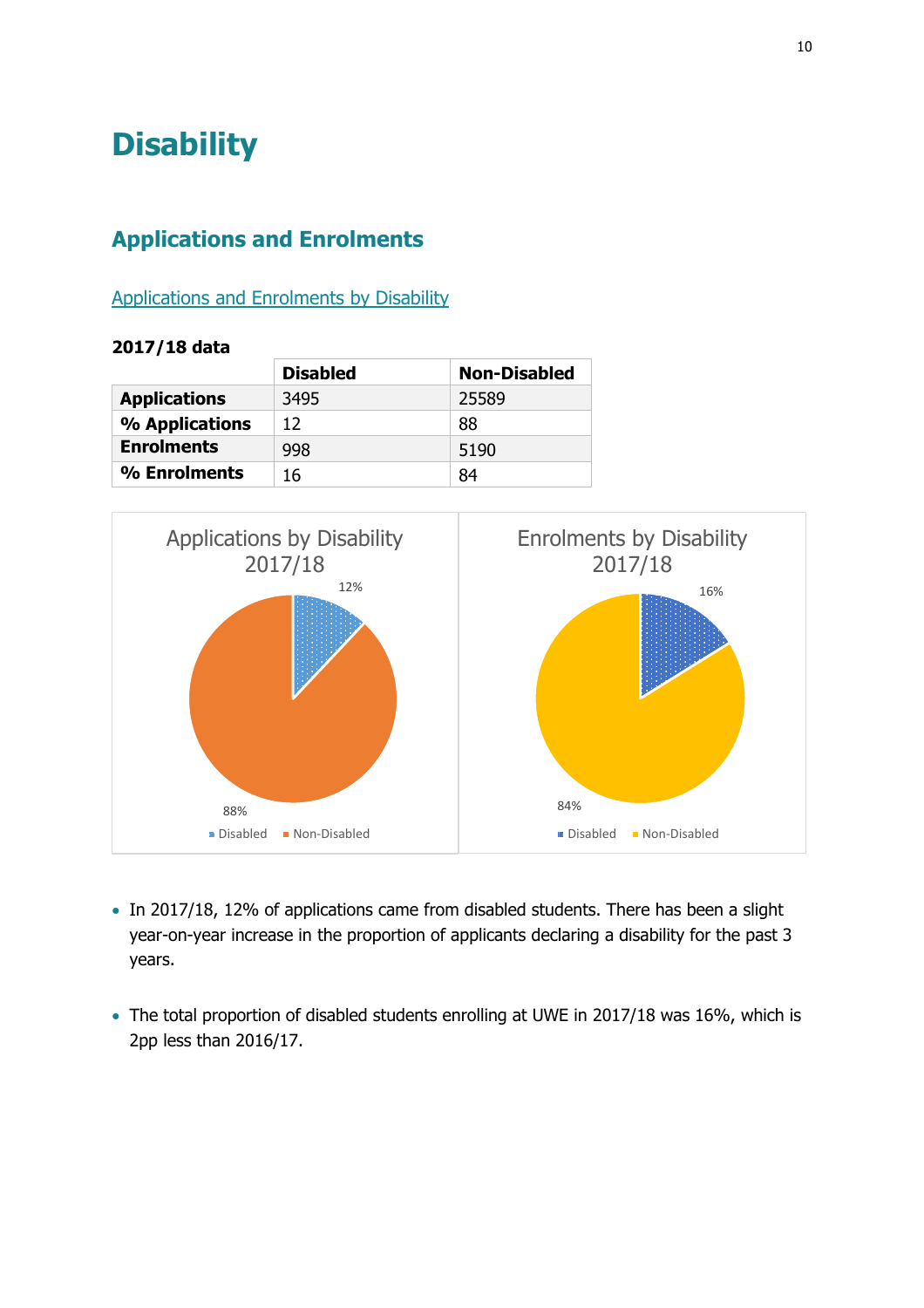# Disability

## Applications and Enrolments

Applications and Enrolments by Disability

**2017/18 data**

| | Disabled | Non-Disabled |
|---|---|---|
| **Applications** | 3495 | 25589 |
| **% Applications** | 12 | 88 |
| **Enrolments** | 998 | 5190 |
| **% Enrolments** | 16 | 84 |

- In 2017/18, 12% of applications came from disabled students. There has been a slight year-on-year increase in the proportion of applicants declaring a disability for the past 3 years.

- The total proportion of disabled students enrolling at UWE in 2017/18 was 16%, which is 2pp less than 2016/17.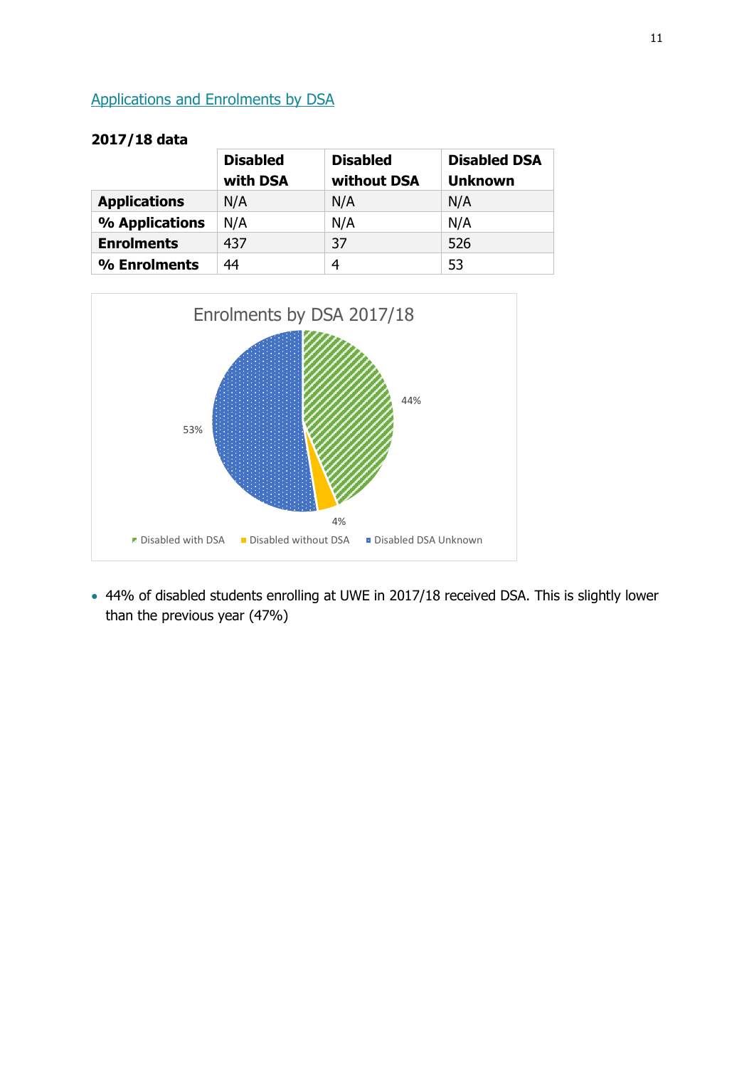## Applications and Enrolments by DSA

**2017/18 data**

| | Disabled with DSA | Disabled without DSA | Disabled DSA Unknown |
|---|---|---|---|
| **Applications** | N/A | N/A | N/A |
| **% Applications** | N/A | N/A | N/A |
| **Enrolments** | 437 | 37 | 526 |
| **% Enrolments** | 44 | 4 | 53 |

Enrolments by DSA 2017/18

44%

4%

53%

Disabled with DSA   Disabled without DSA   Disabled DSA Unknown

- 44% of disabled students enrolling at UWE in 2017/18 received DSA. This is slightly lower than the previous year (47%)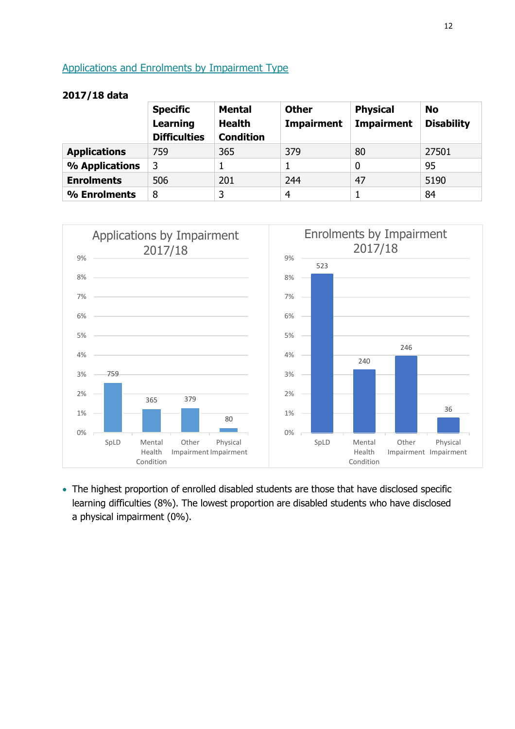## Applications and Enrolments by Impairment Type

**2017/18 data**

| | Specific Learning Difficulties | Mental Health Condition | Other Impairment | Physical Impairment | No Disability |
|---|---|---|---|---|---|
| **Applications** | 759 | 365 | 379 | 80 | 27501 |
| **% Applications** | 3 | 1 | 1 | 0 | 95 |
| **Enrolments** | 506 | 201 | 244 | 47 | 5190 |
| **% Enrolments** | 8 | 3 | 4 | 1 | 84 |

- The highest proportion of enrolled disabled students are those that have disclosed specific learning difficulties (8%). The lowest proportion are disabled students who have disclosed a physical impairment (0%).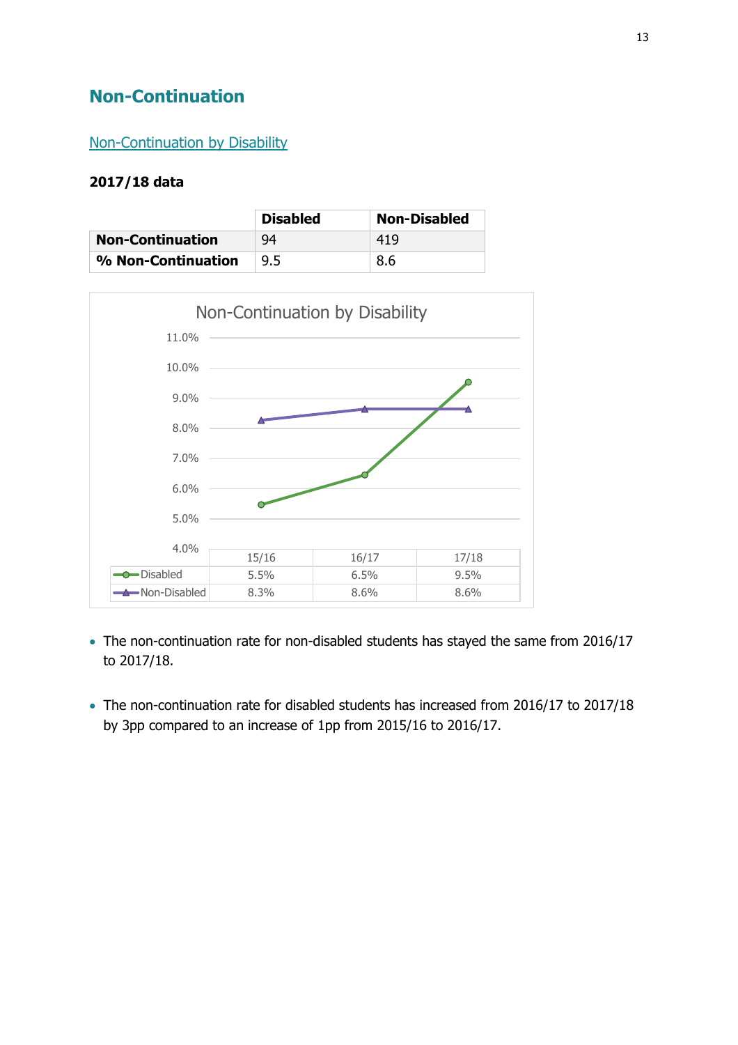## Non-Continuation

### Non-Continuation by Disability

**2017/18 data**

| | Disabled | Non-Disabled |
|---|---|---|
| **Non-Continuation** | 94 | 419 |
| **% Non-Continuation** | 9.5 | 8.6 |

Non-Continuation by Disability

| | 15/16 | 16/17 | 17/18 |
|---|---|---|---|
| Disabled | 5.5% | 6.5% | 9.5% |
| Non-Disabled | 8.3% | 8.6% | 8.6% |

- The non-continuation rate for non-disabled students has stayed the same from 2016/17 to 2017/18.
- The non-continuation rate for disabled students has increased from 2016/17 to 2017/18 by 3pp compared to an increase of 1pp from 2015/16 to 2016/17.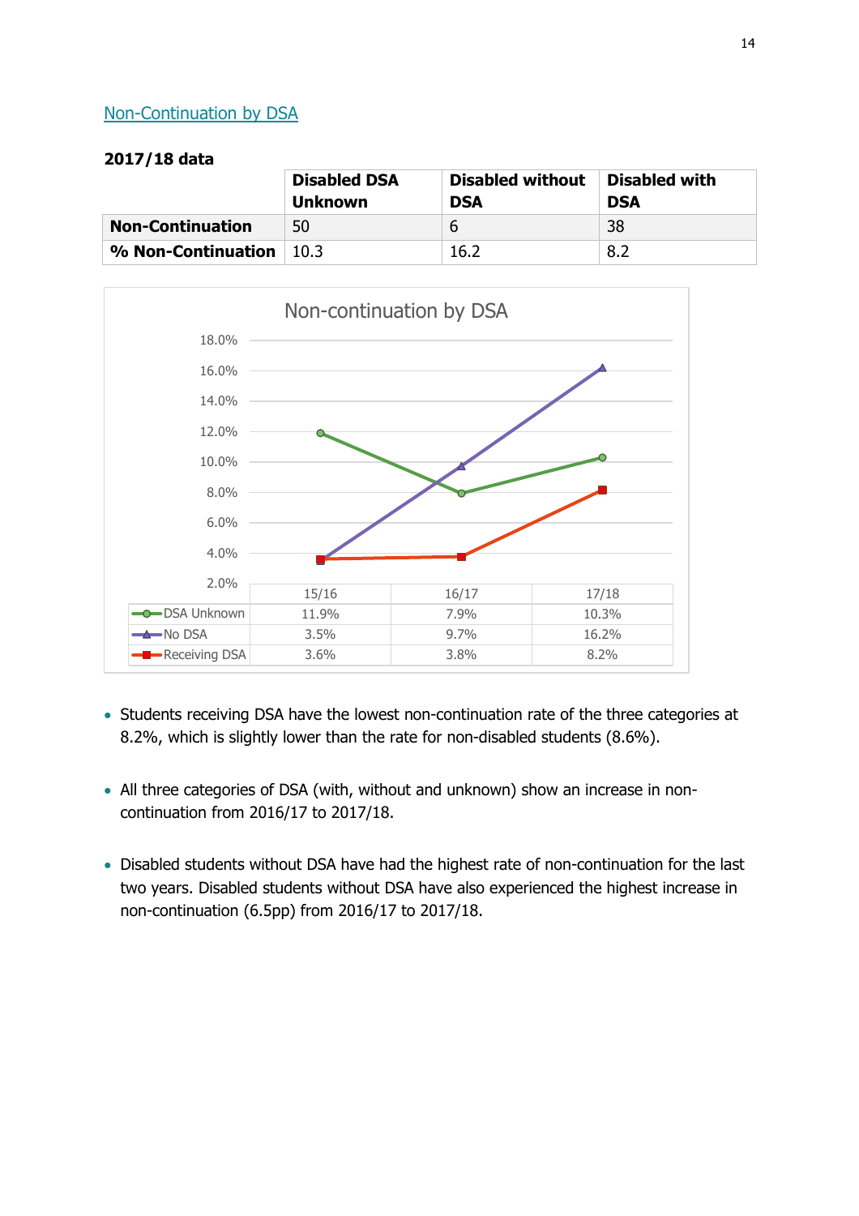## Non-Continuation by DSA

**2017/18 data**

| | Disabled DSA Unknown | Disabled without DSA | Disabled with DSA |
|---|---|---|---|
| **Non-Continuation** | 50 | 6 | 38 |
| **% Non-Continuation** | 10.3 | 16.2 | 8.2 |

Non-continuation by DSA

| | 15/16 | 16/17 | 17/18 |
|---|---|---|---|
| DSA Unknown | 11.9% | 7.9% | 10.3% |
| No DSA | 3.5% | 9.7% | 16.2% |
| Receiving DSA | 3.6% | 3.8% | 8.2% |

- Students receiving DSA have the lowest non-continuation rate of the three categories at 8.2%, which is slightly lower than the rate for non-disabled students (8.6%).

- All three categories of DSA (with, without and unknown) show an increase in non-continuation from 2016/17 to 2017/18.

- Disabled students without DSA have had the highest rate of non-continuation for the last two years. Disabled students without DSA have also experienced the highest increase in non-continuation (6.5pp) from 2016/17 to 2017/18.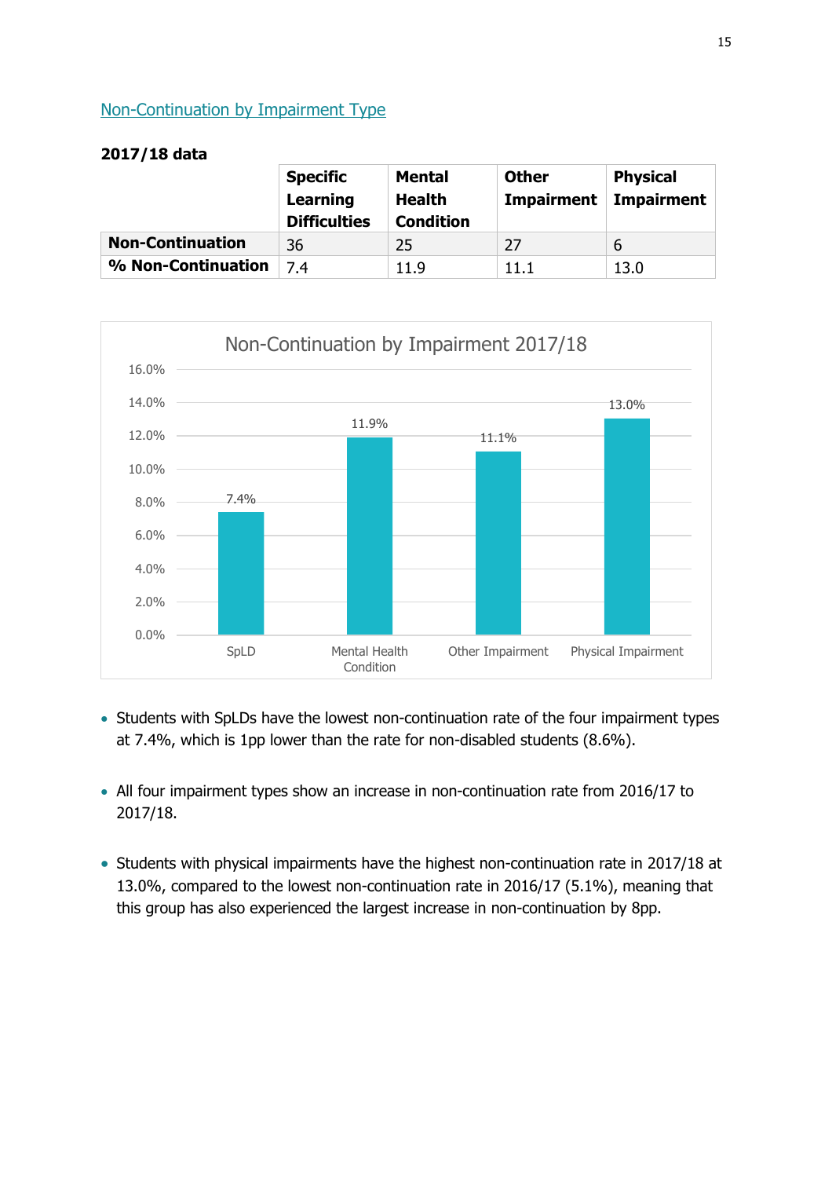## Non-Continuation by Impairment Type

**2017/18 data**

| | Specific Learning Difficulties | Mental Health Condition | Other Impairment | Physical Impairment |
|---|---|---|---|---|
| **Non-Continuation** | 36 | 25 | 27 | 6 |
| **% Non-Continuation** | 7.4 | 11.9 | 11.1 | 13.0 |

Non-Continuation by Impairment 2017/18

| | SpLD | Mental Health Condition | Other Impairment | Physical Impairment |
|---|---|---|---|---|
| Non-Continuation | 7.4% | 11.9% | 11.1% | 13.0% |

- Students with SpLDs have the lowest non-continuation rate of the four impairment types at 7.4%, which is 1pp lower than the rate for non-disabled students (8.6%).
- All four impairment types show an increase in non-continuation rate from 2016/17 to 2017/18.
- Students with physical impairments have the highest non-continuation rate in 2017/18 at 13.0%, compared to the lowest non-continuation rate in 2016/17 (5.1%), meaning that this group has also experienced the largest increase in non-continuation by 8pp.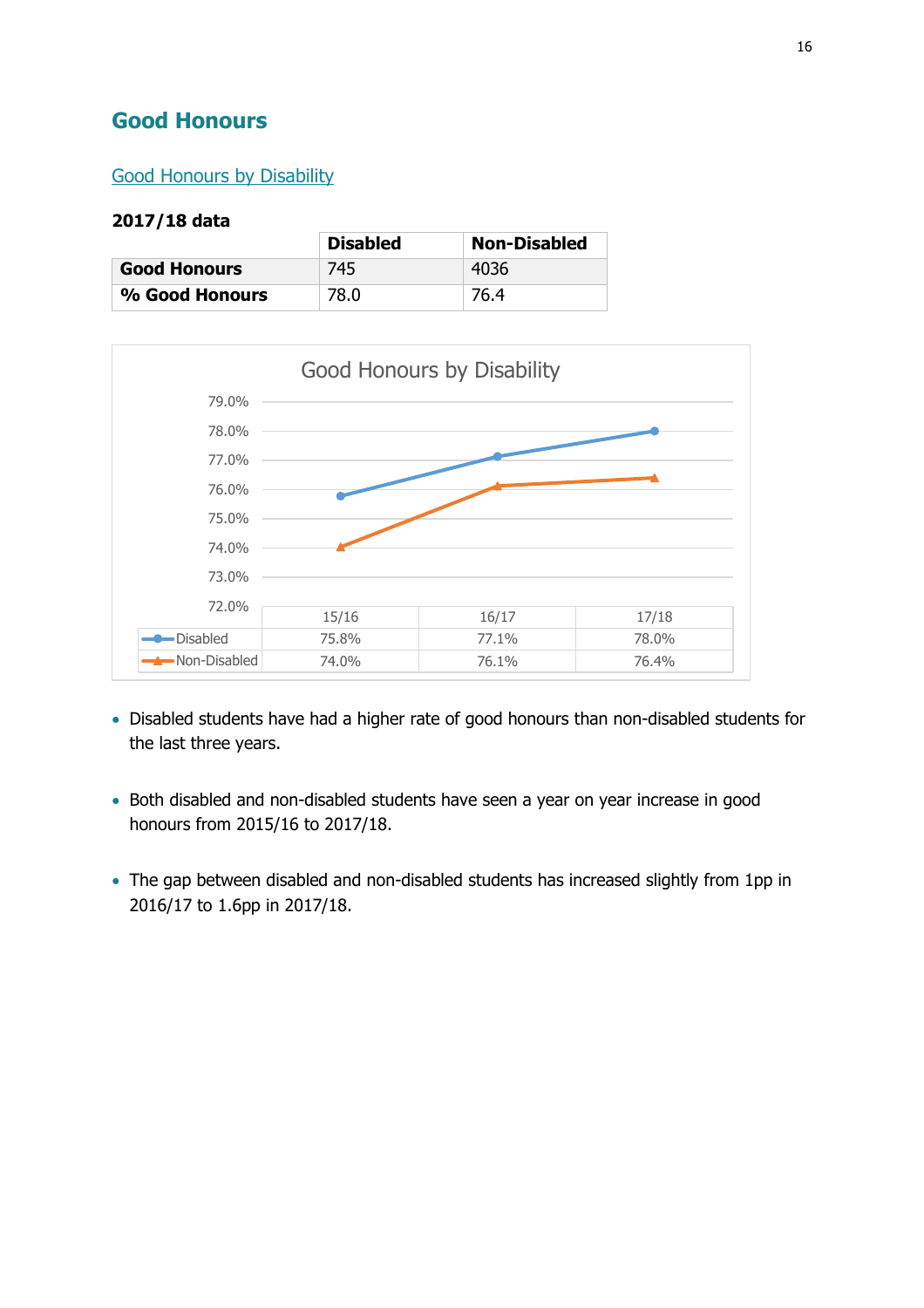## Good Honours

### Good Honours by Disability

**2017/18 data**

| | Disabled | Non-Disabled |
|---|---|---|
| **Good Honours** | 745 | 4036 |
| **% Good Honours** | 78.0 | 76.4 |

Good Honours by Disability

| | 15/16 | 16/17 | 17/18 |
|---|---|---|---|
| Disabled | 75.8% | 77.1% | 78.0% |
| Non-Disabled | 74.0% | 76.1% | 76.4% |

- Disabled students have had a higher rate of good honours than non-disabled students for the last three years.
- Both disabled and non-disabled students have seen a year on year increase in good honours from 2015/16 to 2017/18.
- The gap between disabled and non-disabled students has increased slightly from 1pp in 2016/17 to 1.6pp in 2017/18.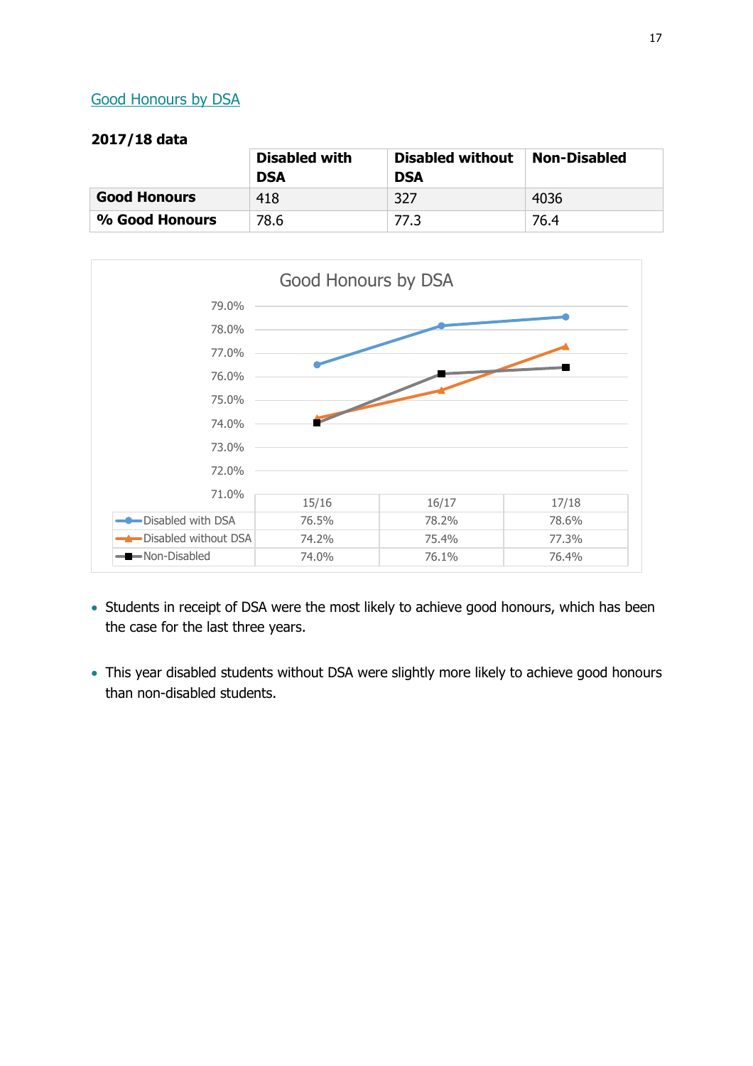## Good Honours by DSA

**2017/18 data**

| | Disabled with DSA | Disabled without DSA | Non-Disabled |
|---|---|---|---|
| **Good Honours** | 418 | 327 | 4036 |
| **% Good Honours** | 78.6 | 77.3 | 76.4 |

Good Honours by DSA

| | 15/16 | 16/17 | 17/18 |
|---|---|---|---|
| Disabled with DSA | 76.5% | 78.2% | 78.6% |
| Disabled without DSA | 74.2% | 75.4% | 77.3% |
| Non-Disabled | 74.0% | 76.1% | 76.4% |

- Students in receipt of DSA were the most likely to achieve good honours, which has been the case for the last three years.

- This year disabled students without DSA were slightly more likely to achieve good honours than non-disabled students.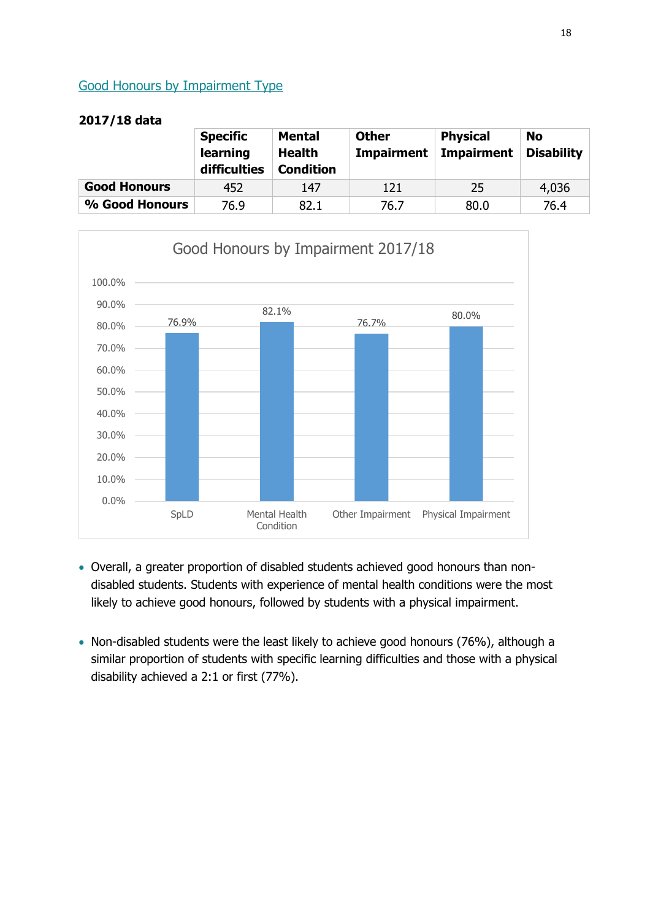## Good Honours by Impairment Type

**2017/18 data**

| | Specific learning difficulties | Mental Health Condition | Other Impairment | Physical Impairment | No Disability |
|---|---|---|---|---|---|
| **Good Honours** | 452 | 147 | 121 | 25 | 4,036 |
| **% Good Honours** | 76.9 | 82.1 | 76.7 | 80.0 | 76.4 |

Good Honours by Impairment 2017/18

| | SpLD | Mental Health Condition | Other Impairment | Physical Impairment |
|---|---|---|---|---|
| % Good Honours | 76.9% | 82.1% | 76.7% | 80.0% |

- Overall, a greater proportion of disabled students achieved good honours than non-disabled students. Students with experience of mental health conditions were the most likely to achieve good honours, followed by students with a physical impairment.

- Non-disabled students were the least likely to achieve good honours (76%), although a similar proportion of students with specific learning difficulties and those with a physical disability achieved a 2:1 or first (77%).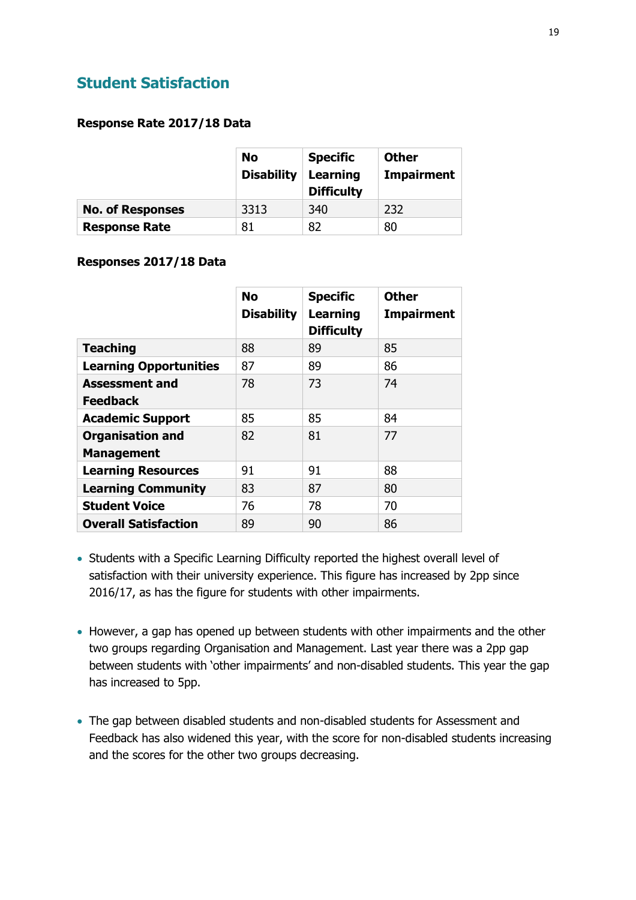## Student Satisfaction

**Response Rate 2017/18 Data**

| | No Disability | Specific Learning Difficulty | Other Impairment |
|---|---|---|---|
| **No. of Responses** | 3313 | 340 | 232 |
| **Response Rate** | 81 | 82 | 80 |

**Responses 2017/18 Data**

| | No Disability | Specific Learning Difficulty | Other Impairment |
|---|---|---|---|
| **Teaching** | 88 | 89 | 85 |
| **Learning Opportunities** | 87 | 89 | 86 |
| **Assessment and Feedback** | 78 | 73 | 74 |
| **Academic Support** | 85 | 85 | 84 |
| **Organisation and Management** | 82 | 81 | 77 |
| **Learning Resources** | 91 | 91 | 88 |
| **Learning Community** | 83 | 87 | 80 |
| **Student Voice** | 76 | 78 | 70 |
| **Overall Satisfaction** | 89 | 90 | 86 |

- Students with a Specific Learning Difficulty reported the highest overall level of satisfaction with their university experience. This figure has increased by 2pp since 2016/17, as has the figure for students with other impairments.

- However, a gap has opened up between students with other impairments and the other two groups regarding Organisation and Management. Last year there was a 2pp gap between students with 'other impairments' and non-disabled students. This year the gap has increased to 5pp.

- The gap between disabled students and non-disabled students for Assessment and Feedback has also widened this year, with the score for non-disabled students increasing and the scores for the other two groups decreasing.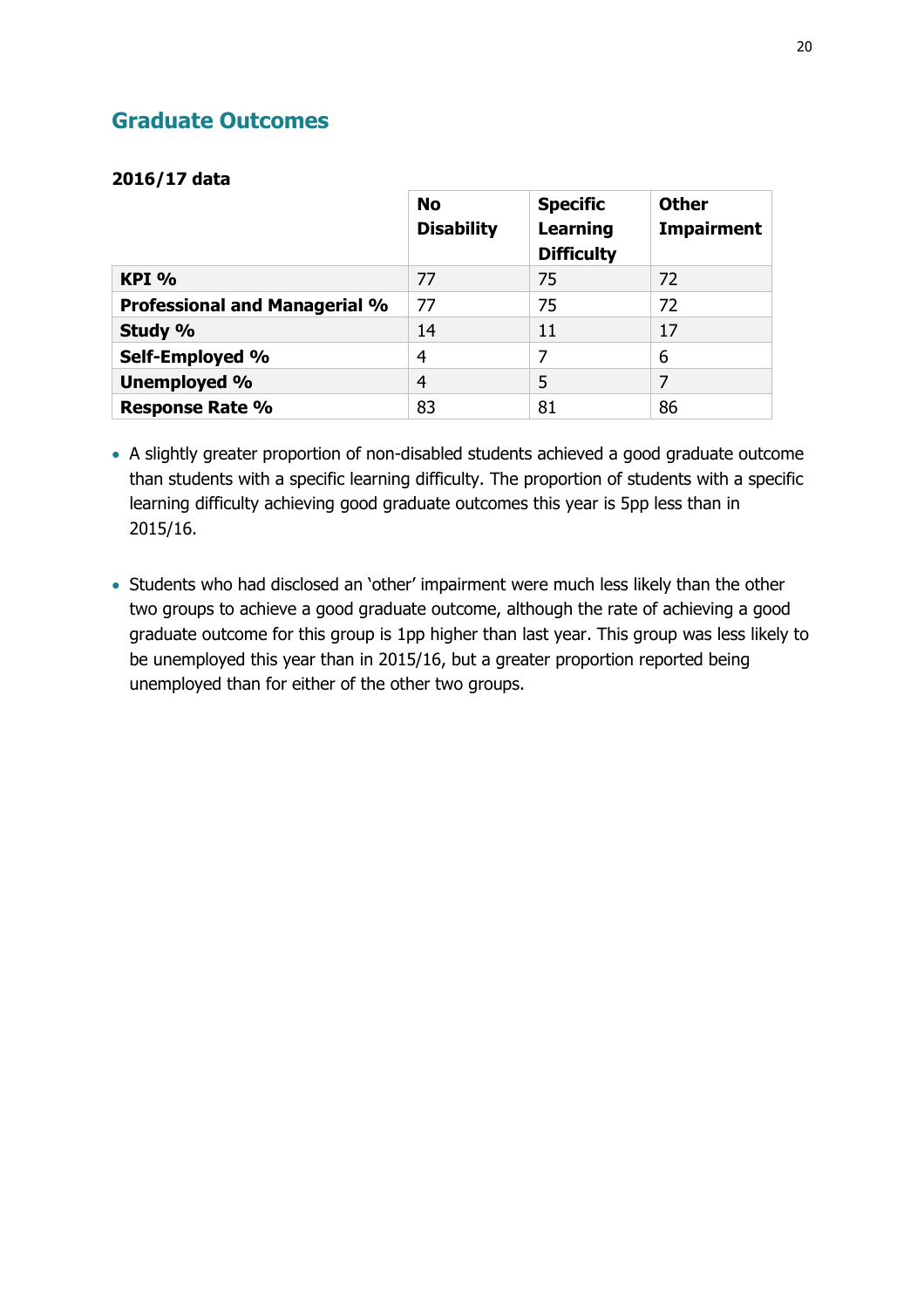## Graduate Outcomes

**2016/17 data**

| | No Disability | Specific Learning Difficulty | Other Impairment |
|---|---|---|---|
| **KPI %** | 77 | 75 | 72 |
| **Professional and Managerial %** | 77 | 75 | 72 |
| **Study %** | 14 | 11 | 17 |
| **Self-Employed %** | 4 | 7 | 6 |
| **Unemployed %** | 4 | 5 | 7 |
| **Response Rate %** | 83 | 81 | 86 |

- A slightly greater proportion of non-disabled students achieved a good graduate outcome than students with a specific learning difficulty. The proportion of students with a specific learning difficulty achieving good graduate outcomes this year is 5pp less than in 2015/16.

- Students who had disclosed an 'other' impairment were much less likely than the other two groups to achieve a good graduate outcome, although the rate of achieving a good graduate outcome for this group is 1pp higher than last year. This group was less likely to be unemployed this year than in 2015/16, but a greater proportion reported being unemployed than for either of the other two groups.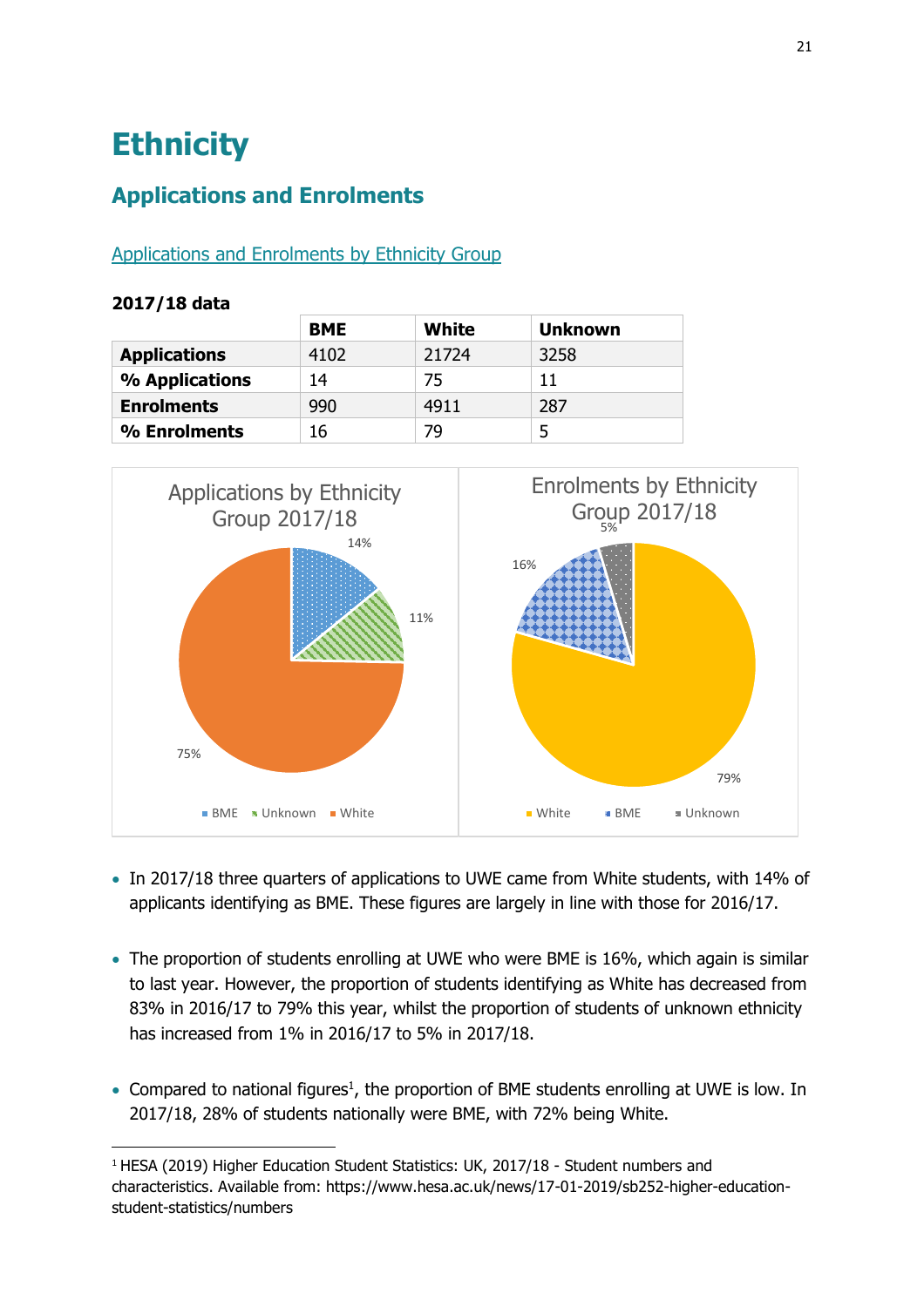# Ethnicity

## Applications and Enrolments

[Applications and Enrolments by Ethnicity Group](#)

**2017/18 data**

| | BME | White | Unknown |
|---|---|---|---|
| **Applications** | 4102 | 21724 | 3258 |
| **% Applications** | 14 | 75 | 11 |
| **Enrolments** | 990 | 4911 | 287 |
| **% Enrolments** | 16 | 79 | 5 |

- In 2017/18 three quarters of applications to UWE came from White students, with 14% of applicants identifying as BME. These figures are largely in line with those for 2016/17.

- The proportion of students enrolling at UWE who were BME is 16%, which again is similar to last year. However, the proportion of students identifying as White has decreased from 83% in 2016/17 to 79% this year, whilst the proportion of students of unknown ethnicity has increased from 1% in 2016/17 to 5% in 2017/18.

- Compared to national figures[1], the proportion of BME students enrolling at UWE is low. In 2017/18, 28% of students nationally were BME, with 72% being White.

[1] HESA (2019) Higher Education Student Statistics: UK, 2017/18 - Student numbers and characteristics. Available from: https://www.hesa.ac.uk/news/17-01-2019/sb252-higher-education-student-statistics/numbers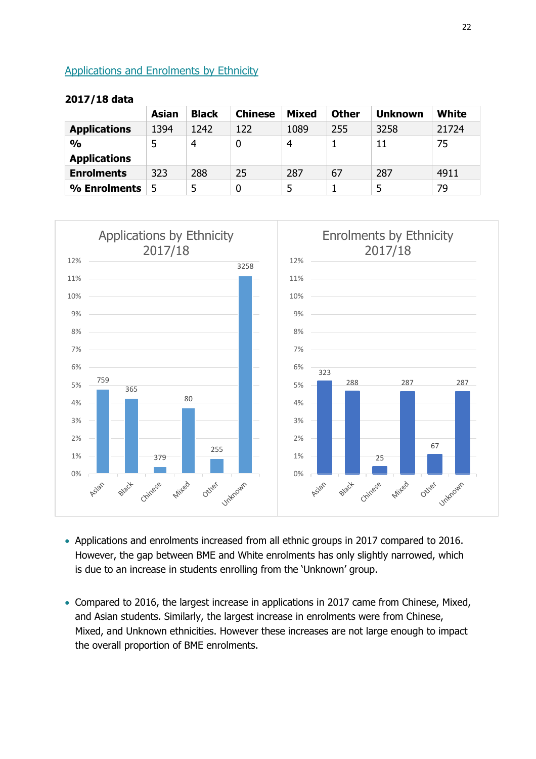## Applications and Enrolments by Ethnicity

**2017/18 data**

| | Asian | Black | Chinese | Mixed | Other | Unknown | White |
|---|---|---|---|---|---|---|---|
| **Applications** | 1394 | 1242 | 122 | 1089 | 255 | 3258 | 21724 |
| **% Applications** | 5 | 4 | 0 | 4 | 1 | 11 | 75 |
| **Enrolments** | 323 | 288 | 25 | 287 | 67 | 287 | 4911 |
| **% Enrolments** | 5 | 5 | 0 | 5 | 1 | 5 | 79 |

- Applications and enrolments increased from all ethnic groups in 2017 compared to 2016. However, the gap between BME and White enrolments has only slightly narrowed, which is due to an increase in students enrolling from the 'Unknown' group.

- Compared to 2016, the largest increase in applications in 2017 came from Chinese, Mixed, and Asian students. Similarly, the largest increase in enrolments were from Chinese, Mixed, and Unknown ethnicities. However these increases are not large enough to impact the overall proportion of BME enrolments.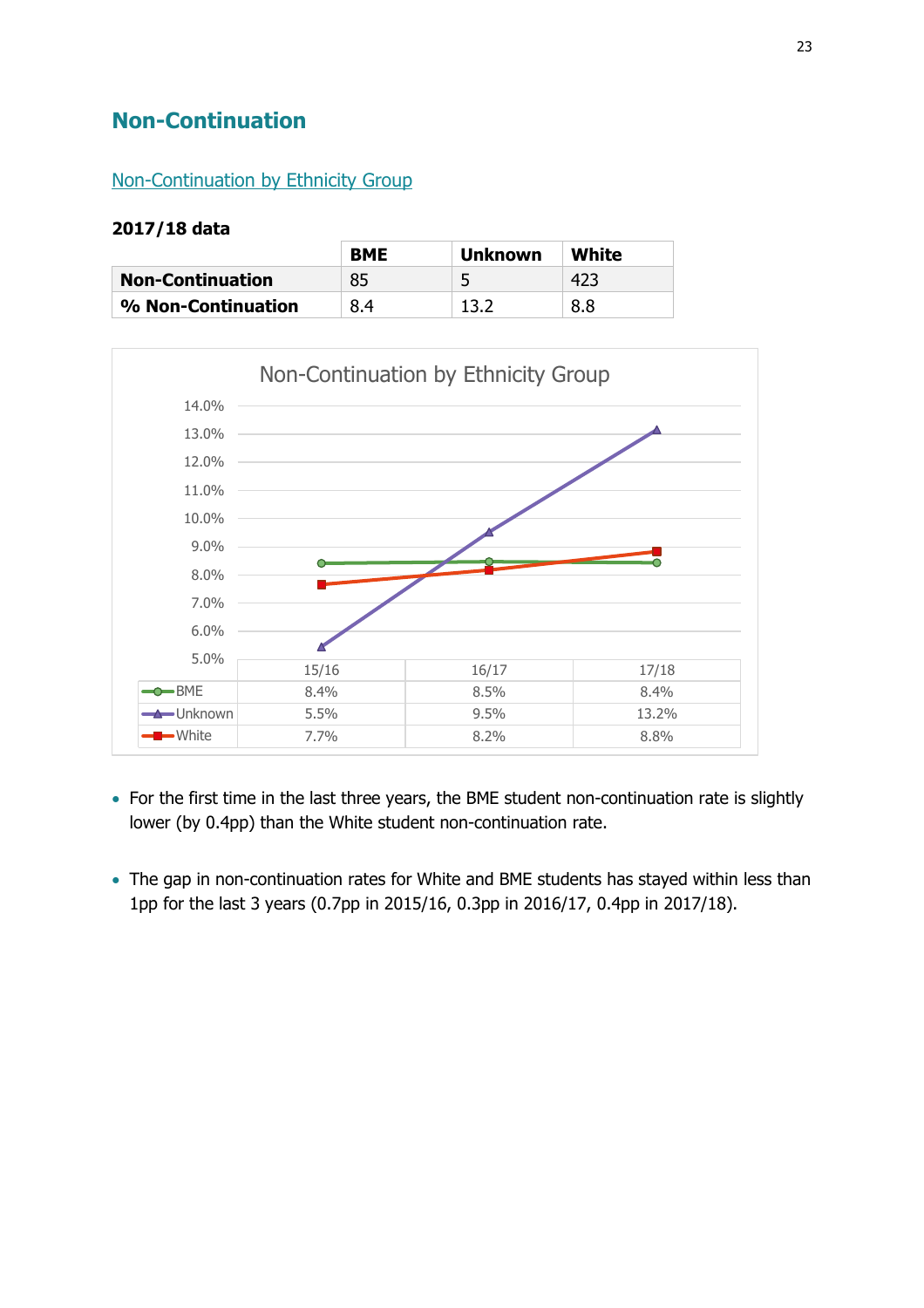## Non-Continuation

Non-Continuation by Ethnicity Group

**2017/18 data**

| | BME | Unknown | White |
|---|---|---|---|
| **Non-Continuation** | 85 | 5 | 423 |
| **% Non-Continuation** | 8.4 | 13.2 | 8.8 |

Non-Continuation by Ethnicity Group

| | 15/16 | 16/17 | 17/18 |
|---|---|---|---|
| BME | 8.4% | 8.5% | 8.4% |
| Unknown | 5.5% | 9.5% | 13.2% |
| White | 7.7% | 8.2% | 8.8% |

- For the first time in the last three years, the BME student non-continuation rate is slightly lower (by 0.4pp) than the White student non-continuation rate.
- The gap in non-continuation rates for White and BME students has stayed within less than 1pp for the last 3 years (0.7pp in 2015/16, 0.3pp in 2016/17, 0.4pp in 2017/18).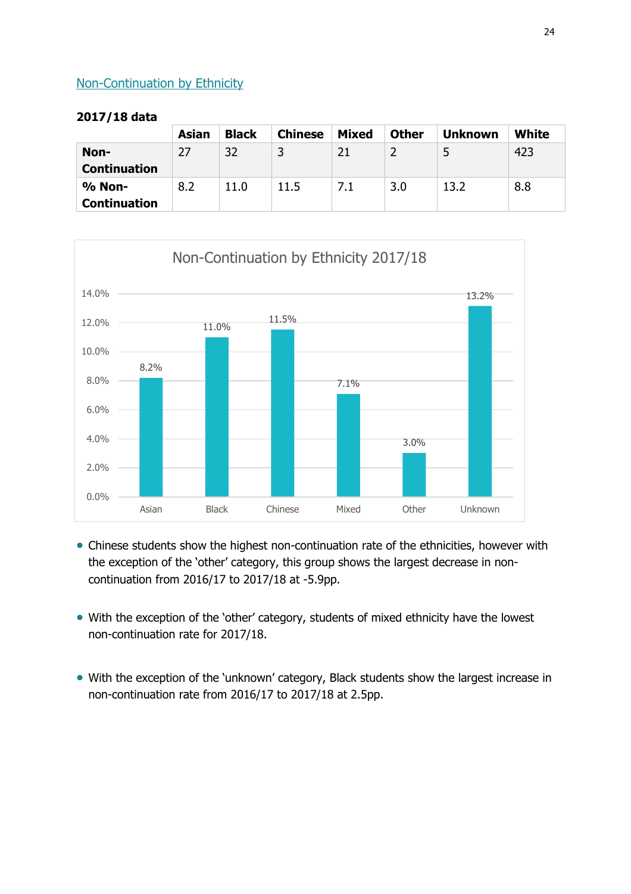## Non-Continuation by Ethnicity

**2017/18 data**

| | Asian | Black | Chinese | Mixed | Other | Unknown | White |
|---|---|---|---|---|---|---|---|
| **Non-Continuation** | 27 | 32 | 3 | 21 | 2 | 5 | 423 |
| **% Non-Continuation** | 8.2 | 11.0 | 11.5 | 7.1 | 3.0 | 13.2 | 8.8 |

Non-Continuation by Ethnicity 2017/18

| Ethnicity | Non-Continuation |
|---|---|
| Asian | 8.2% |
| Black | 11.0% |
| Chinese | 11.5% |
| Mixed | 7.1% |
| Other | 3.0% |
| Unknown | 13.2% |

- Chinese students show the highest non-continuation rate of the ethnicities, however with the exception of the 'other' category, this group shows the largest decrease in non-continuation from 2016/17 to 2017/18 at -5.9pp.

- With the exception of the 'other' category, students of mixed ethnicity have the lowest non-continuation rate for 2017/18.

- With the exception of the 'unknown' category, Black students show the largest increase in non-continuation rate from 2016/17 to 2017/18 at 2.5pp.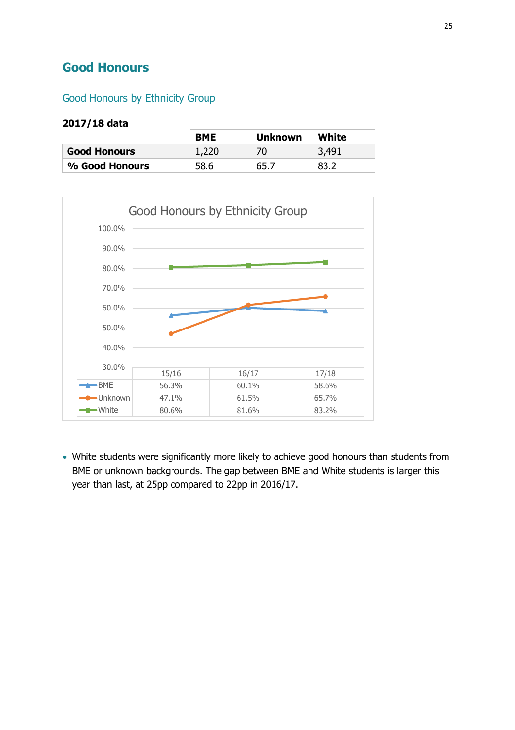## Good Honours

### Good Honours by Ethnicity Group

**2017/18 data**

| | BME | Unknown | White |
|---|---|---|---|
| **Good Honours** | 1,220 | 70 | 3,491 |
| **% Good Honours** | 58.6 | 65.7 | 83.2 |

Good Honours by Ethnicity Group

| | 15/16 | 16/17 | 17/18 |
|---|---|---|---|
| BME | 56.3% | 60.1% | 58.6% |
| Unknown | 47.1% | 61.5% | 65.7% |
| White | 80.6% | 81.6% | 83.2% |

- White students were significantly more likely to achieve good honours than students from BME or unknown backgrounds. The gap between BME and White students is larger this year than last, at 25pp compared to 22pp in 2016/17.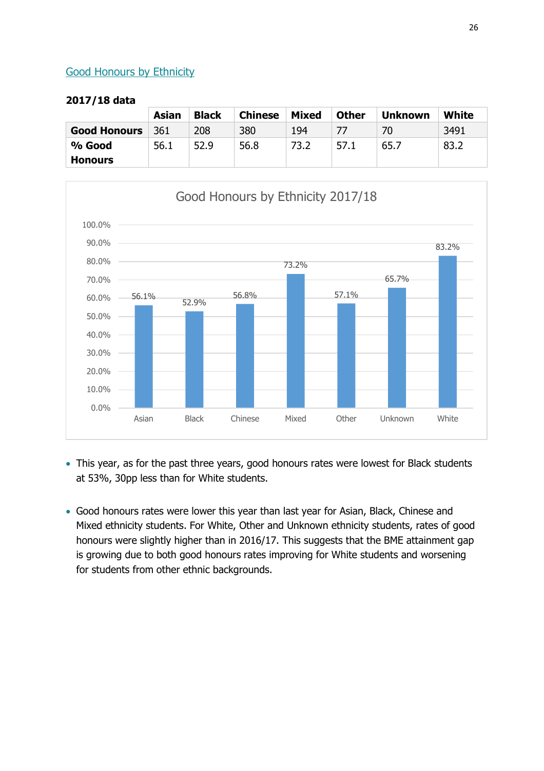## Good Honours by Ethnicity

**2017/18 data**

| | Asian | Black | Chinese | Mixed | Other | Unknown | White |
|---|---|---|---|---|---|---|---|
| **Good Honours** | 361 | 208 | 380 | 194 | 77 | 70 | 3491 |
| **% Good Honours** | 56.1 | 52.9 | 56.8 | 73.2 | 57.1 | 65.7 | 83.2 |

Good Honours by Ethnicity 2017/18

| | Asian | Black | Chinese | Mixed | Other | Unknown | White |
|---|---|---|---|---|---|---|---|
| % Good Honours | 56.1% | 52.9% | 56.8% | 73.2% | 57.1% | 65.7% | 83.2% |

- This year, as for the past three years, good honours rates were lowest for Black students at 53%, 30pp less than for White students.

- Good honours rates were lower this year than last year for Asian, Black, Chinese and Mixed ethnicity students. For White, Other and Unknown ethnicity students, rates of good honours were slightly higher than in 2016/17. This suggests that the BME attainment gap is growing due to both good honours rates improving for White students and worsening for students from other ethnic backgrounds.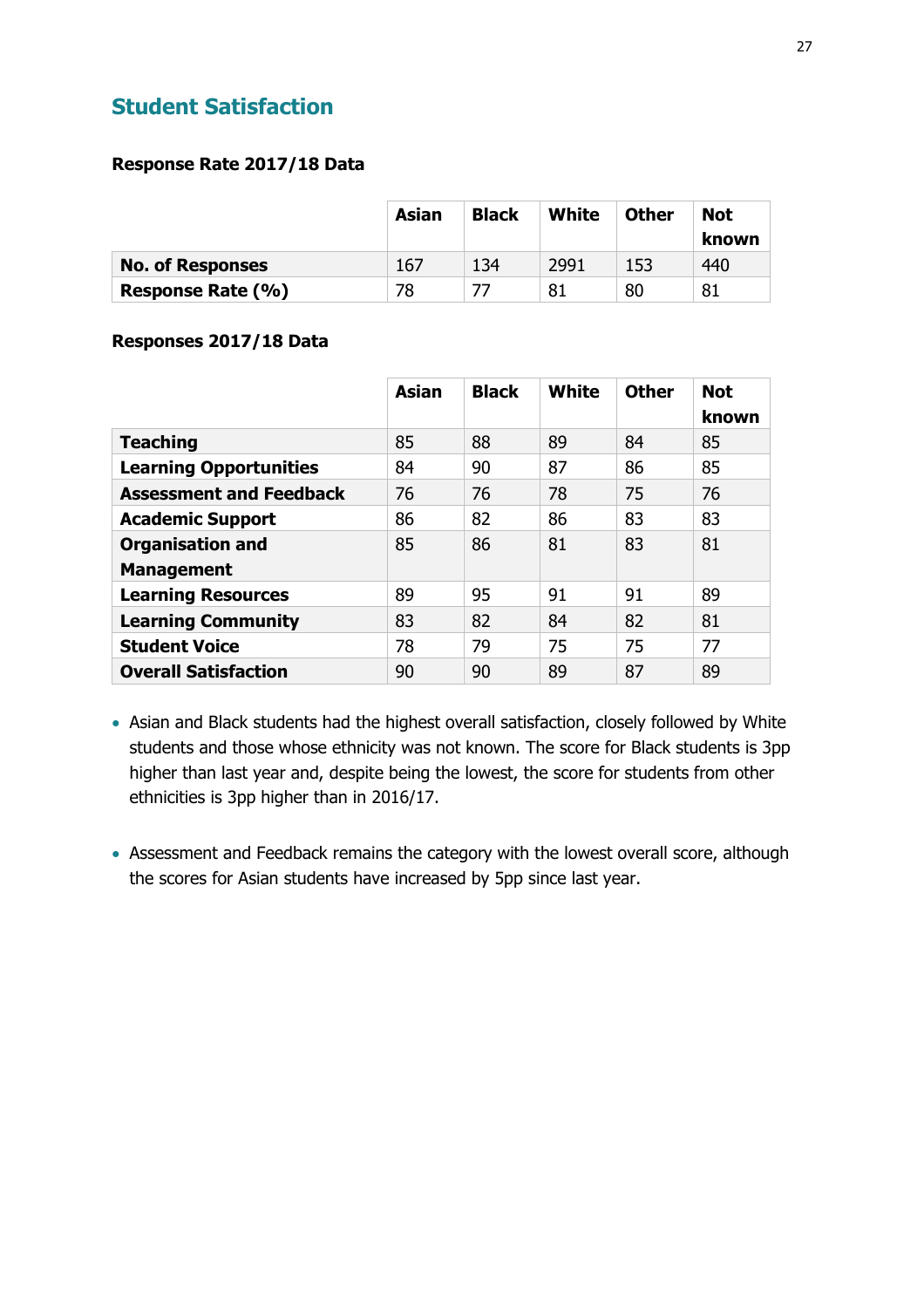## Student Satisfaction

**Response Rate 2017/18 Data**

| | Asian | Black | White | Other | Not known |
|---|---|---|---|---|---|
| **No. of Responses** | 167 | 134 | 2991 | 153 | 440 |
| **Response Rate (%)** | 78 | 77 | 81 | 80 | 81 |

**Responses 2017/18 Data**

| | Asian | Black | White | Other | Not known |
|---|---|---|---|---|---|
| **Teaching** | 85 | 88 | 89 | 84 | 85 |
| **Learning Opportunities** | 84 | 90 | 87 | 86 | 85 |
| **Assessment and Feedback** | 76 | 76 | 78 | 75 | 76 |
| **Academic Support** | 86 | 82 | 86 | 83 | 83 |
| **Organisation and Management** | 85 | 86 | 81 | 83 | 81 |
| **Learning Resources** | 89 | 95 | 91 | 91 | 89 |
| **Learning Community** | 83 | 82 | 84 | 82 | 81 |
| **Student Voice** | 78 | 79 | 75 | 75 | 77 |
| **Overall Satisfaction** | 90 | 90 | 89 | 87 | 89 |

- Asian and Black students had the highest overall satisfaction, closely followed by White students and those whose ethnicity was not known. The score for Black students is 3pp higher than last year and, despite being the lowest, the score for students from other ethnicities is 3pp higher than in 2016/17.

- Assessment and Feedback remains the category with the lowest overall score, although the scores for Asian students have increased by 5pp since last year.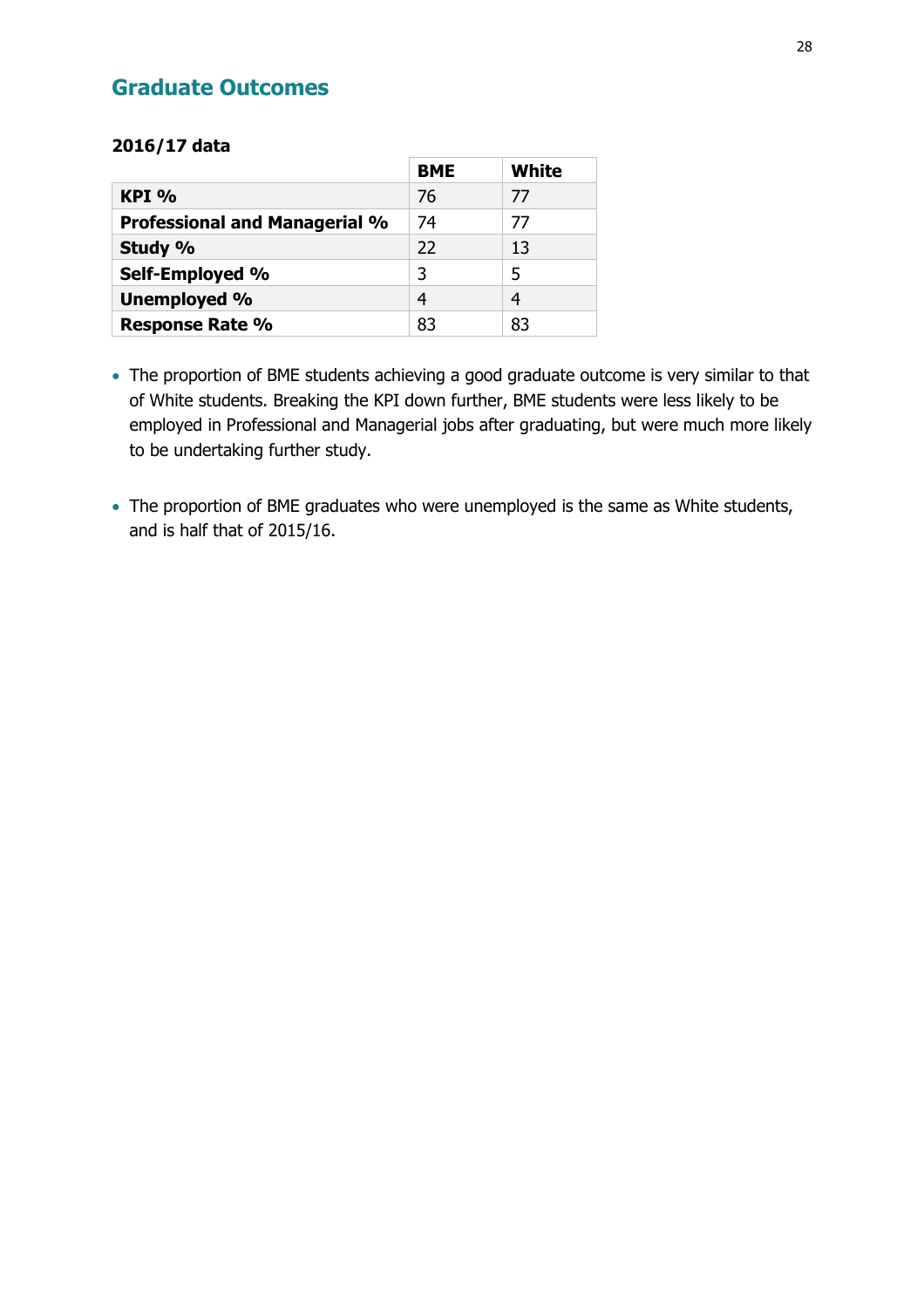## Graduate Outcomes

**2016/17 data**

| | BME | White |
|---|---|---|
| **KPI %** | 76 | 77 |
| **Professional and Managerial %** | 74 | 77 |
| **Study %** | 22 | 13 |
| **Self-Employed %** | 3 | 5 |
| **Unemployed %** | 4 | 4 |
| **Response Rate %** | 83 | 83 |

- The proportion of BME students achieving a good graduate outcome is very similar to that of White students. Breaking the KPI down further, BME students were less likely to be employed in Professional and Managerial jobs after graduating, but were much more likely to be undertaking further study.

- The proportion of BME graduates who were unemployed is the same as White students, and is half that of 2015/16.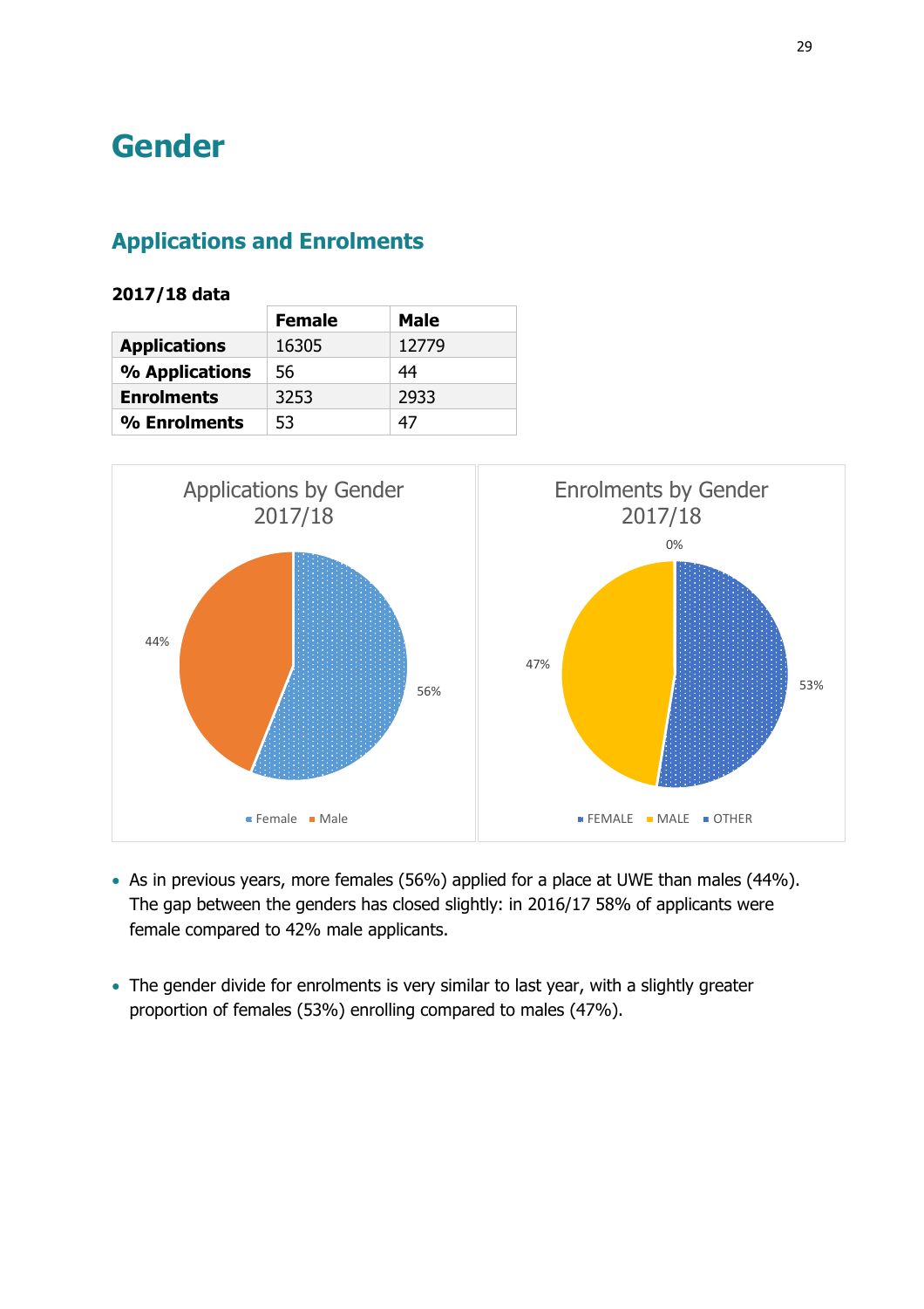# Gender

## Applications and Enrolments

**2017/18 data**

| | Female | Male |
|---|---|---|
| **Applications** | 16305 | 12779 |
| **% Applications** | 56 | 44 |
| **Enrolments** | 3253 | 2933 |
| **% Enrolments** | 53 | 47 |

Applications by Gender 2017/18

Female: 56%, Male: 44%

Enrolments by Gender 2017/18

FEMALE: 53%, MALE: 47%, OTHER: 0%

- As in previous years, more females (56%) applied for a place at UWE than males (44%). The gap between the genders has closed slightly: in 2016/17 58% of applicants were female compared to 42% male applicants.
- The gender divide for enrolments is very similar to last year, with a slightly greater proportion of females (53%) enrolling compared to males (47%).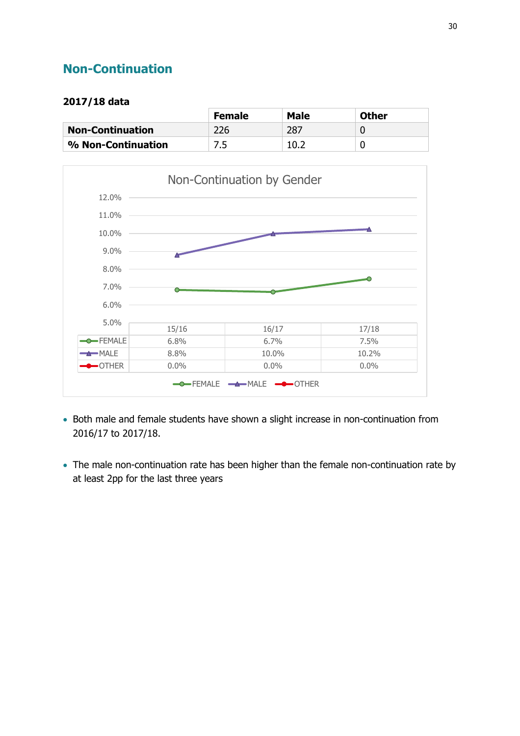## Non-Continuation

**2017/18 data**

| | Female | Male | Other |
|---|---|---|---|
| **Non-Continuation** | 226 | 287 | 0 |
| **% Non-Continuation** | 7.5 | 10.2 | 0 |

Non-Continuation by Gender

| | 15/16 | 16/17 | 17/18 |
|---|---|---|---|
| FEMALE | 6.8% | 6.7% | 7.5% |
| MALE | 8.8% | 10.0% | 10.2% |
| OTHER | 0.0% | 0.0% | 0.0% |

- Both male and female students have shown a slight increase in non-continuation from 2016/17 to 2017/18.
- The male non-continuation rate has been higher than the female non-continuation rate by at least 2pp for the last three years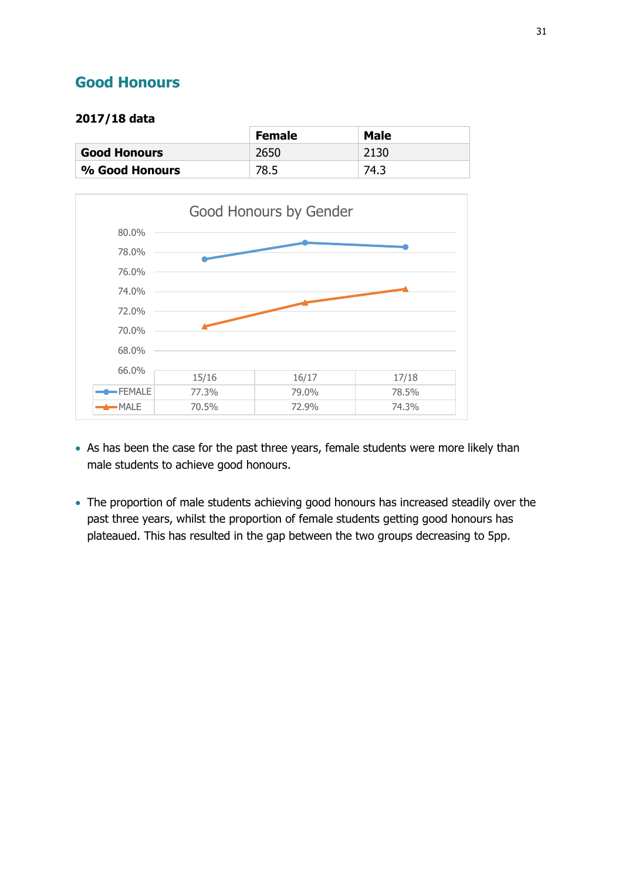## Good Honours

**2017/18 data**

| | Female | Male |
|---|---|---|
| **Good Honours** | 2650 | 2130 |
| **% Good Honours** | 78.5 | 74.3 |

Good Honours by Gender

| | 15/16 | 16/17 | 17/18 |
|---|---|---|---|
| FEMALE | 77.3% | 79.0% | 78.5% |
| MALE | 70.5% | 72.9% | 74.3% |

- As has been the case for the past three years, female students were more likely than male students to achieve good honours.

- The proportion of male students achieving good honours has increased steadily over the past three years, whilst the proportion of female students getting good honours has plateaued. This has resulted in the gap between the two groups decreasing to 5pp.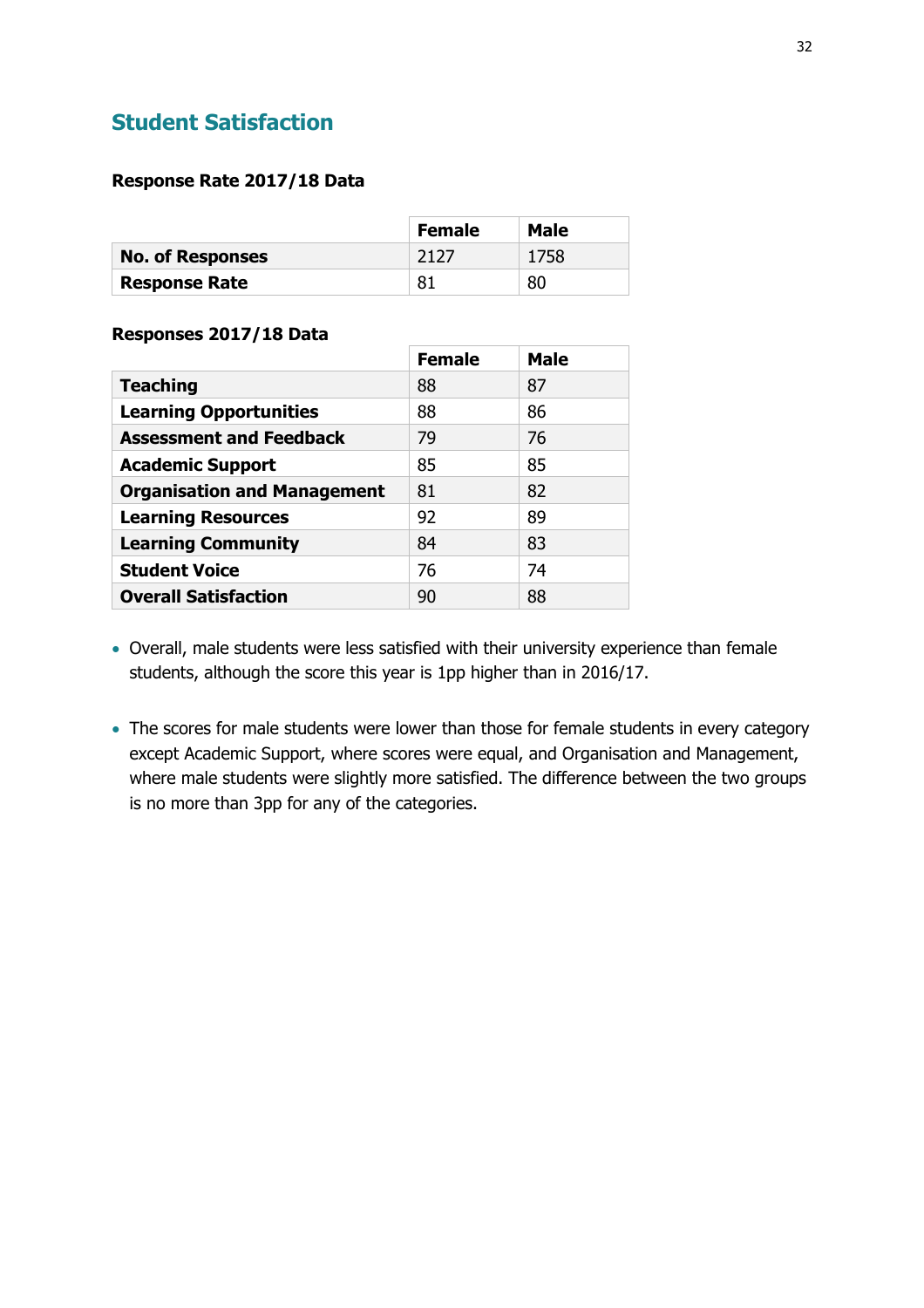## Student Satisfaction

### Response Rate 2017/18 Data

| | Female | Male |
|---|---|---|
| **No. of Responses** | 2127 | 1758 |
| **Response Rate** | 81 | 80 |

### Responses 2017/18 Data

| | Female | Male |
|---|---|---|
| **Teaching** | 88 | 87 |
| **Learning Opportunities** | 88 | 86 |
| **Assessment and Feedback** | 79 | 76 |
| **Academic Support** | 85 | 85 |
| **Organisation and Management** | 81 | 82 |
| **Learning Resources** | 92 | 89 |
| **Learning Community** | 84 | 83 |
| **Student Voice** | 76 | 74 |
| **Overall Satisfaction** | 90 | 88 |

- Overall, male students were less satisfied with their university experience than female students, although the score this year is 1pp higher than in 2016/17.

- The scores for male students were lower than those for female students in every category except Academic Support, where scores were equal, and Organisation and Management, where male students were slightly more satisfied. The difference between the two groups is no more than 3pp for any of the categories.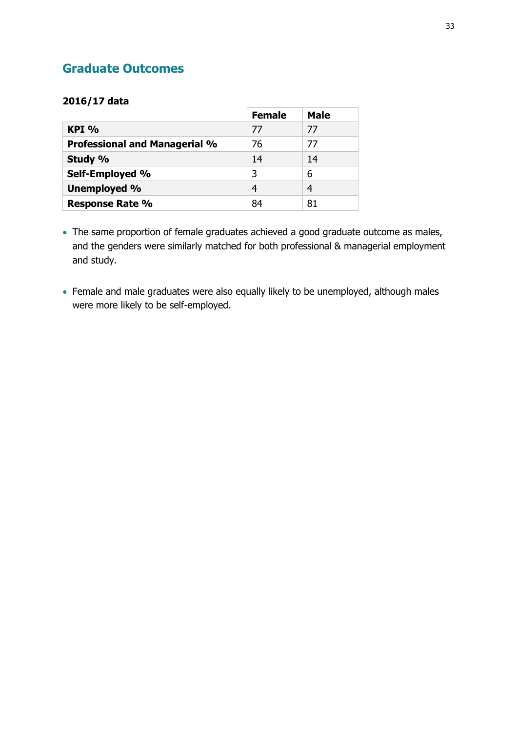## Graduate Outcomes

**2016/17 data**

| | Female | Male |
|---|---|---|
| **KPI %** | 77 | 77 |
| **Professional and Managerial %** | 76 | 77 |
| **Study %** | 14 | 14 |
| **Self-Employed %** | 3 | 6 |
| **Unemployed %** | 4 | 4 |
| **Response Rate %** | 84 | 81 |

- The same proportion of female graduates achieved a good graduate outcome as males, and the genders were similarly matched for both professional & managerial employment and study.

- Female and male graduates were also equally likely to be unemployed, although males were more likely to be self-employed.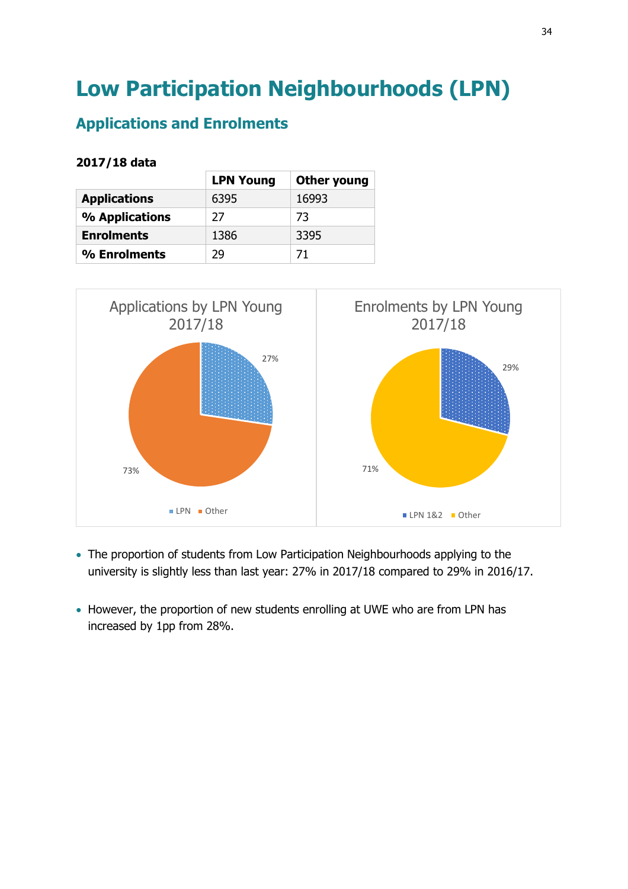# Low Participation Neighbourhoods (LPN)

## Applications and Enrolments

**2017/18 data**

| | LPN Young | Other young |
|---|---|---|
| **Applications** | 6395 | 16993 |
| **% Applications** | 27 | 73 |
| **Enrolments** | 1386 | 3395 |
| **% Enrolments** | 29 | 71 |

Applications by LPN Young 2017/18

- LPN: 27%
- Other: 73%

Enrolments by LPN Young 2017/18

- LPN 1&2: 29%
- Other: 71%

- The proportion of students from Low Participation Neighbourhoods applying to the university is slightly less than last year: 27% in 2017/18 compared to 29% in 2016/17.
- However, the proportion of new students enrolling at UWE who are from LPN has increased by 1pp from 28%.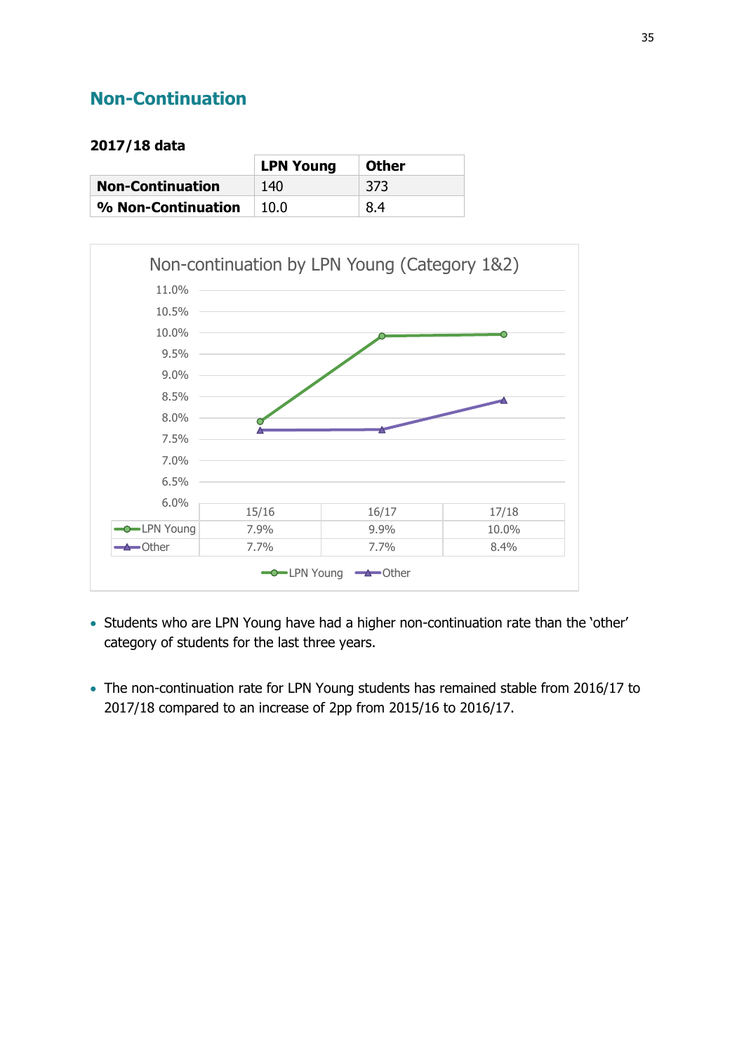## Non-Continuation

**2017/18 data**

| | LPN Young | Other |
|---|---|---|
| **Non-Continuation** | 140 | 373 |
| **% Non-Continuation** | 10.0 | 8.4 |

Non-continuation by LPN Young (Category 1&2)

| | 15/16 | 16/17 | 17/18 |
|---|---|---|---|
| LPN Young | 7.9% | 9.9% | 10.0% |
| Other | 7.7% | 7.7% | 8.4% |

- Students who are LPN Young have had a higher non-continuation rate than the 'other' category of students for the last three years.

- The non-continuation rate for LPN Young students has remained stable from 2016/17 to 2017/18 compared to an increase of 2pp from 2015/16 to 2016/17.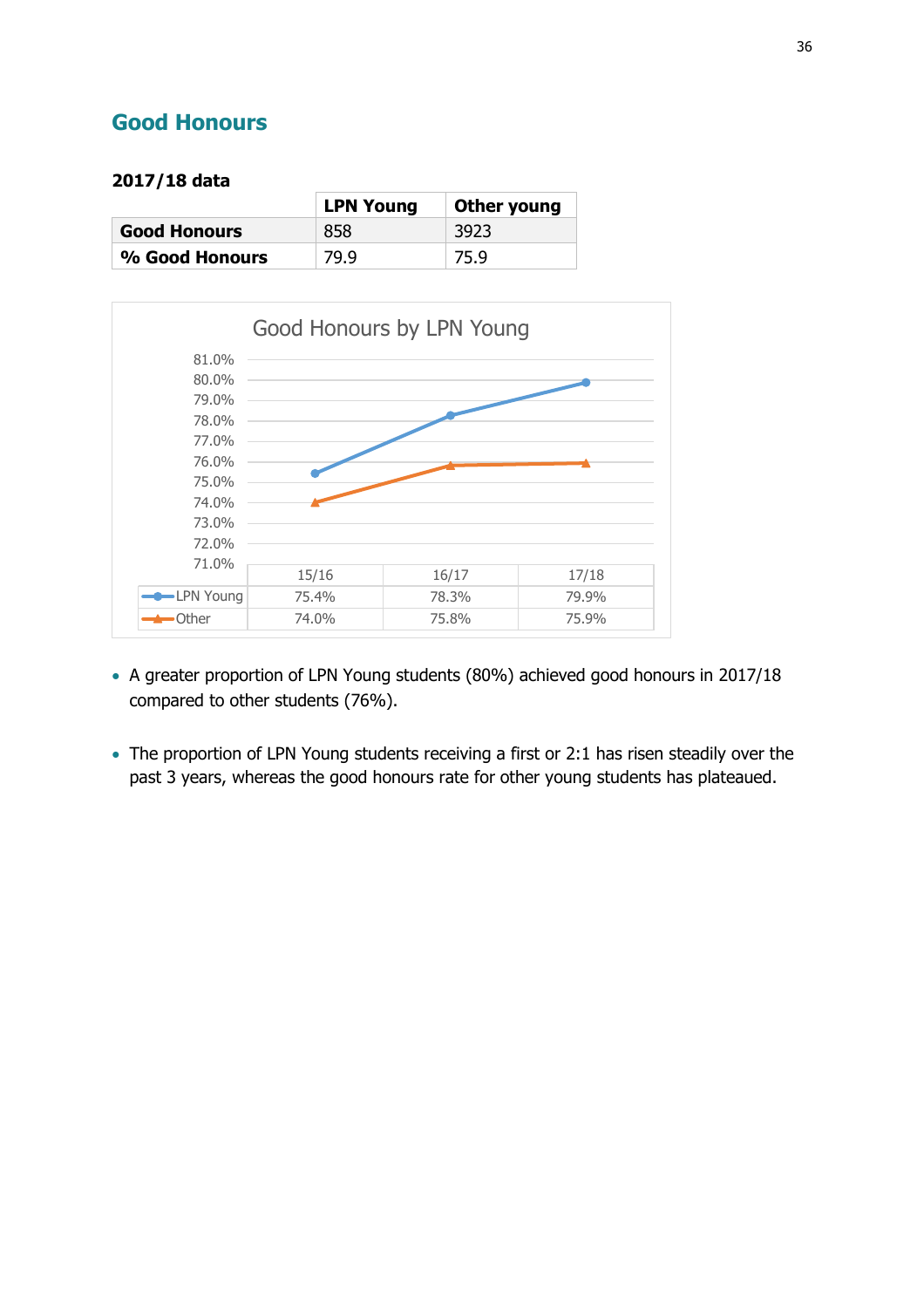## Good Honours

**2017/18 data**

| | LPN Young | Other young |
|---|---|---|
| **Good Honours** | 858 | 3923 |
| **% Good Honours** | 79.9 | 75.9 |

Good Honours by LPN Young

| | 15/16 | 16/17 | 17/18 |
|---|---|---|---|
| LPN Young | 75.4% | 78.3% | 79.9% |
| Other | 74.0% | 75.8% | 75.9% |

- A greater proportion of LPN Young students (80%) achieved good honours in 2017/18 compared to other students (76%).

- The proportion of LPN Young students receiving a first or 2:1 has risen steadily over the past 3 years, whereas the good honours rate for other young students has plateaued.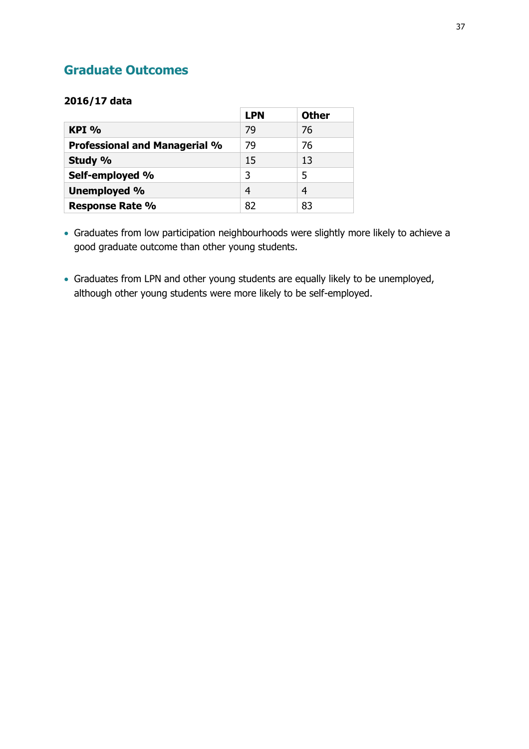## Graduate Outcomes

**2016/17 data**

| | LPN | Other |
|---|---|---|
| **KPI %** | 79 | 76 |
| **Professional and Managerial %** | 79 | 76 |
| **Study %** | 15 | 13 |
| **Self-employed %** | 3 | 5 |
| **Unemployed %** | 4 | 4 |
| **Response Rate %** | 82 | 83 |

- Graduates from low participation neighbourhoods were slightly more likely to achieve a good graduate outcome than other young students.
- Graduates from LPN and other young students are equally likely to be unemployed, although other young students were more likely to be self-employed.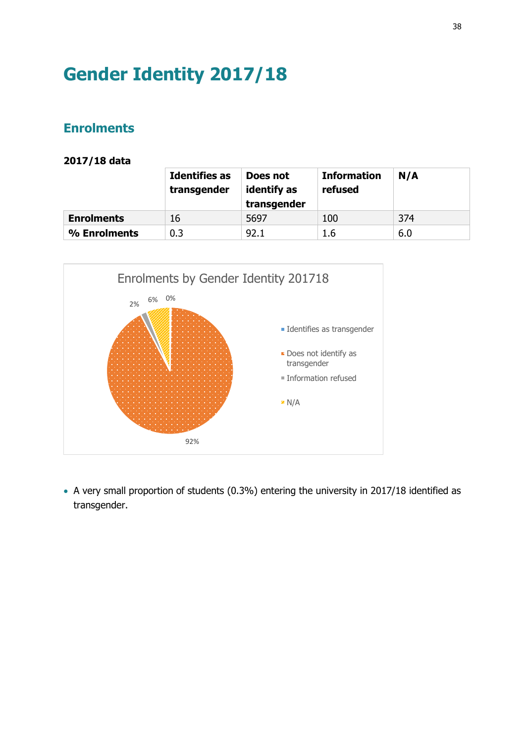# Gender Identity 2017/18

## Enrolments

**2017/18 data**

| | Identifies as transgender | Does not identify as transgender | Information refused | N/A |
|---|---|---|---|---|
| **Enrolments** | 16 | 5697 | 100 | 374 |
| **% Enrolments** | 0.3 | 92.1 | 1.6 | 6.0 |

Enrolments by Gender Identity 201718

- A very small proportion of students (0.3%) entering the university in 2017/18 identified as transgender.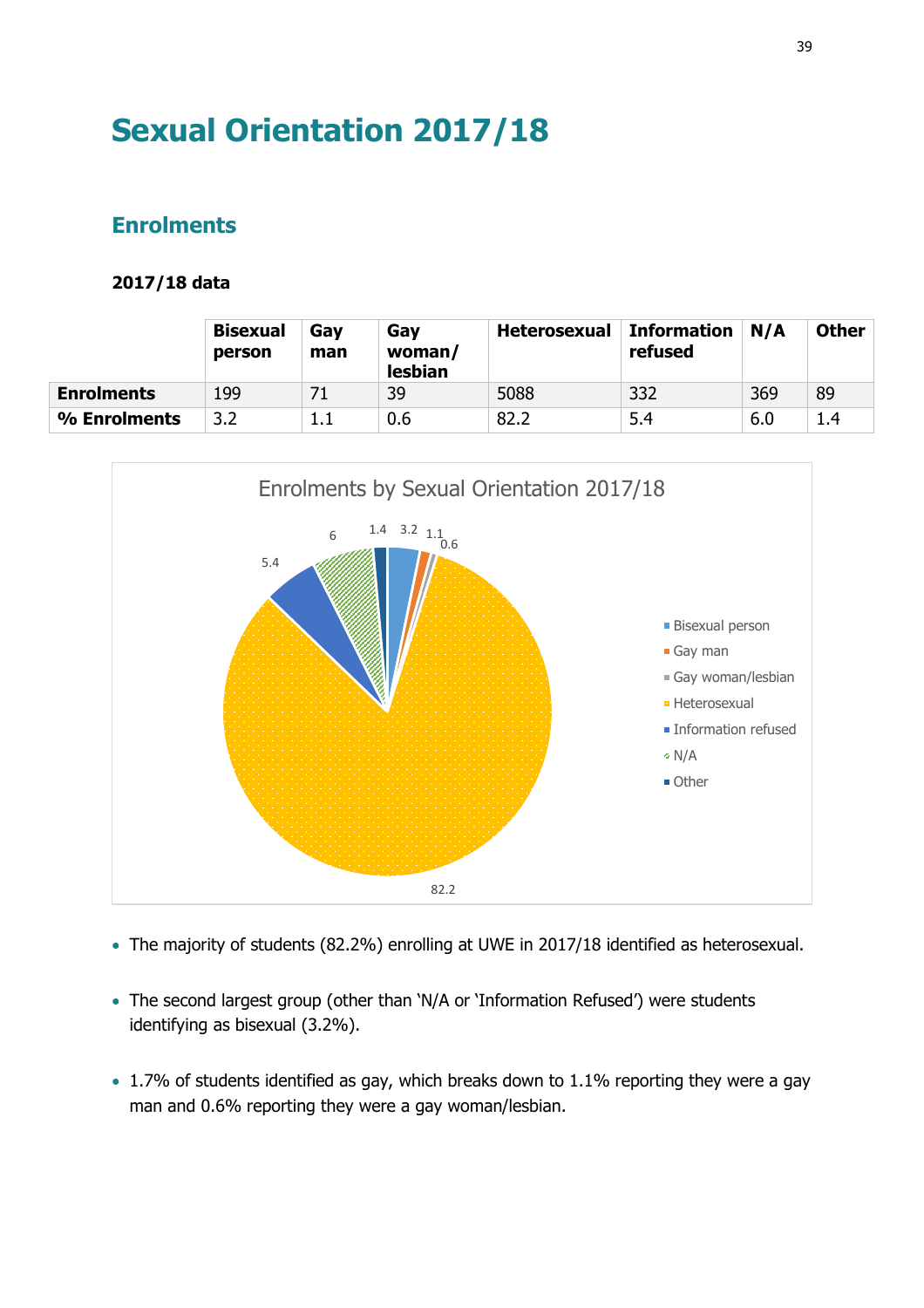# Sexual Orientation 2017/18

## Enrolments

### 2017/18 data

| | Bisexual person | Gay man | Gay woman/ lesbian | Heterosexual | Information refused | N/A | Other |
|---|---|---|---|---|---|---|---|
| **Enrolments** | 199 | 71 | 39 | 5088 | 332 | 369 | 89 |
| **% Enrolments** | 3.2 | 1.1 | 0.6 | 82.2 | 5.4 | 6.0 | 1.4 |

Enrolments by Sexual Orientation 2017/18

- The majority of students (82.2%) enrolling at UWE in 2017/18 identified as heterosexual.
- The second largest group (other than 'N/A or 'Information Refused') were students identifying as bisexual (3.2%).
- 1.7% of students identified as gay, which breaks down to 1.1% reporting they were a gay man and 0.6% reporting they were a gay woman/lesbian.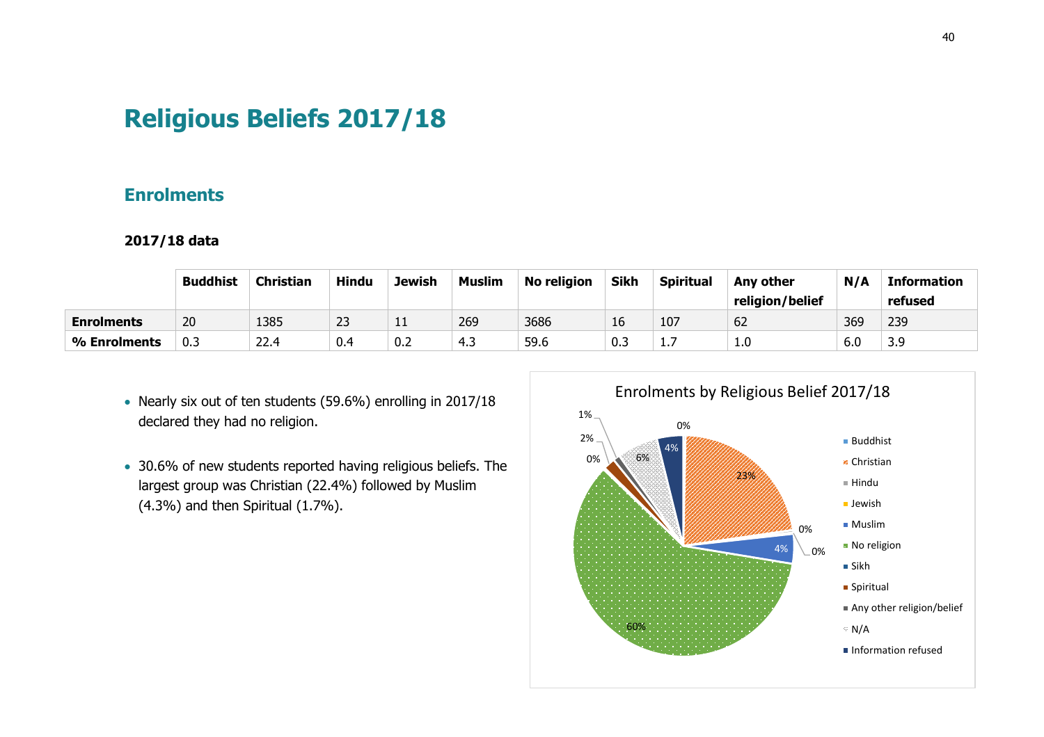# Religious Beliefs 2017/18

## Enrolments

**2017/18 data**

| | Buddhist | Christian | Hindu | Jewish | Muslim | No religion | Sikh | Spiritual | Any other religion/belief | N/A | Information refused |
|---|---|---|---|---|---|---|---|---|---|---|---|
| **Enrolments** | 20 | 1385 | 23 | 11 | 269 | 3686 | 16 | 107 | 62 | 369 | 239 |
| **% Enrolments** | 0.3 | 22.4 | 0.4 | 0.2 | 4.3 | 59.6 | 0.3 | 1.7 | 1.0 | 6.0 | 3.9 |

- Nearly six out of ten students (59.6%) enrolling in 2017/18 declared they had no religion.
- 30.6% of new students reported having religious beliefs. The largest group was Christian (22.4%) followed by Muslim (4.3%) and then Spiritual (1.7%).

Enrolments by Religious Belief 2017/18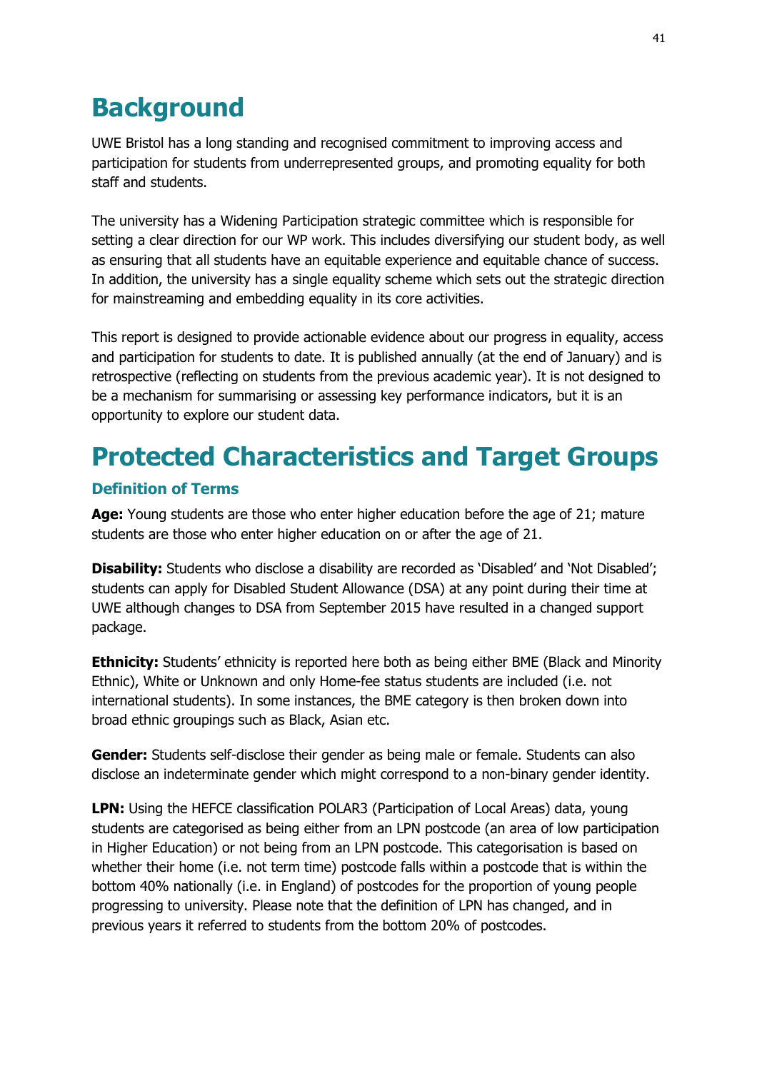# Background

UWE Bristol has a long standing and recognised commitment to improving access and participation for students from underrepresented groups, and promoting equality for both staff and students.

The university has a Widening Participation strategic committee which is responsible for setting a clear direction for our WP work. This includes diversifying our student body, as well as ensuring that all students have an equitable experience and equitable chance of success. In addition, the university has a single equality scheme which sets out the strategic direction for mainstreaming and embedding equality in its core activities.

This report is designed to provide actionable evidence about our progress in equality, access and participation for students to date. It is published annually (at the end of January) and is retrospective (reflecting on students from the previous academic year). It is not designed to be a mechanism for summarising or assessing key performance indicators, but it is an opportunity to explore our student data.

# Protected Characteristics and Target Groups

## Definition of Terms

**Age:** Young students are those who enter higher education before the age of 21; mature students are those who enter higher education on or after the age of 21.

**Disability:** Students who disclose a disability are recorded as 'Disabled' and 'Not Disabled'; students can apply for Disabled Student Allowance (DSA) at any point during their time at UWE although changes to DSA from September 2015 have resulted in a changed support package.

**Ethnicity:** Students' ethnicity is reported here both as being either BME (Black and Minority Ethnic), White or Unknown and only Home-fee status students are included (i.e. not international students). In some instances, the BME category is then broken down into broad ethnic groupings such as Black, Asian etc.

**Gender:** Students self-disclose their gender as being male or female. Students can also disclose an indeterminate gender which might correspond to a non-binary gender identity.

**LPN:** Using the HEFCE classification POLAR3 (Participation of Local Areas) data, young students are categorised as being either from an LPN postcode (an area of low participation in Higher Education) or not being from an LPN postcode. This categorisation is based on whether their home (i.e. not term time) postcode falls within a postcode that is within the bottom 40% nationally (i.e. in England) of postcodes for the proportion of young people progressing to university. Please note that the definition of LPN has changed, and in previous years it referred to students from the bottom 20% of postcodes.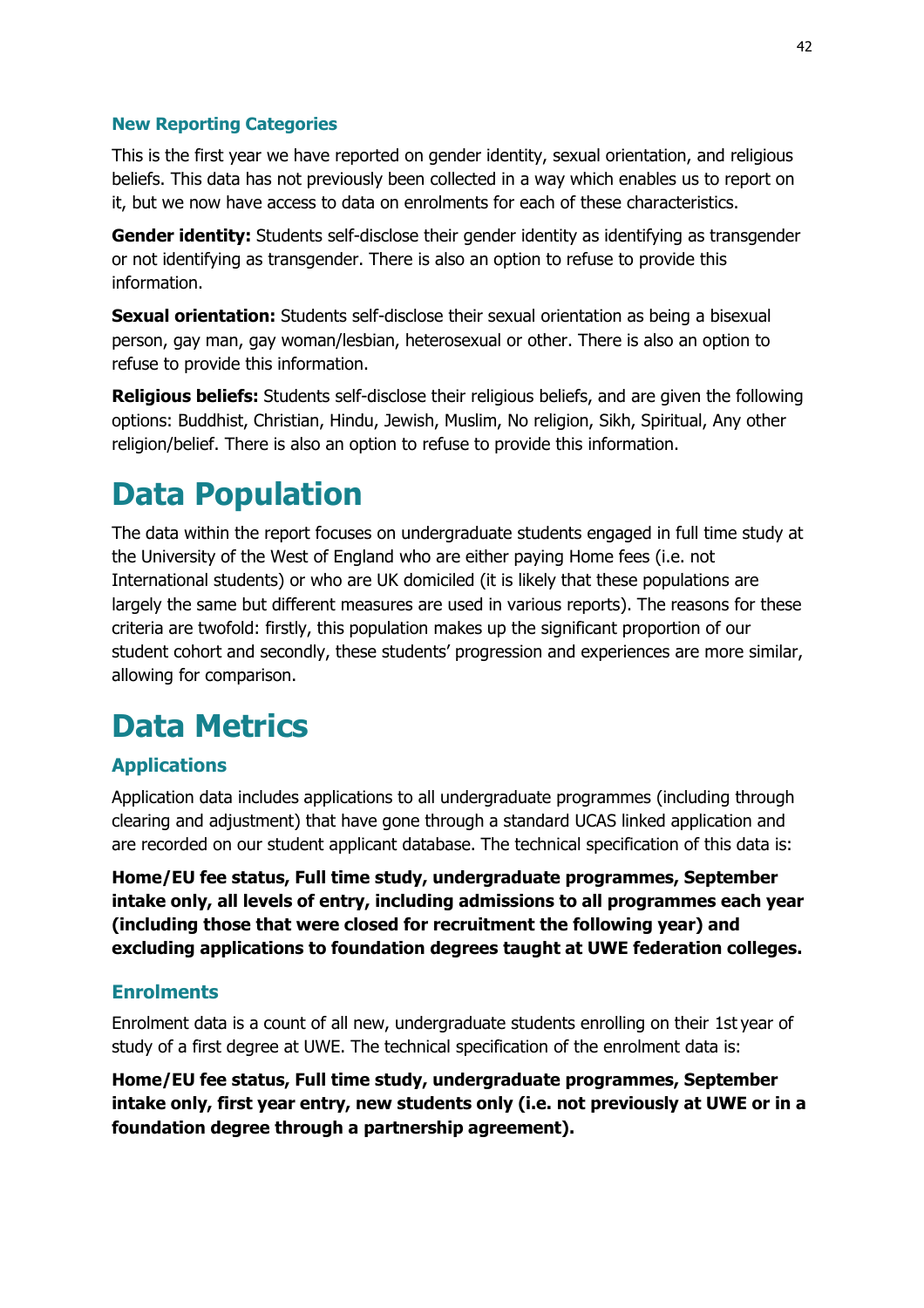### New Reporting Categories

This is the first year we have reported on gender identity, sexual orientation, and religious beliefs. This data has not previously been collected in a way which enables us to report on it, but we now have access to data on enrolments for each of these characteristics.

**Gender identity:** Students self-disclose their gender identity as identifying as transgender or not identifying as transgender. There is also an option to refuse to provide this information.

**Sexual orientation:** Students self-disclose their sexual orientation as being a bisexual person, gay man, gay woman/lesbian, heterosexual or other. There is also an option to refuse to provide this information.

**Religious beliefs:** Students self-disclose their religious beliefs, and are given the following options: Buddhist, Christian, Hindu, Jewish, Muslim, No religion, Sikh, Spiritual, Any other religion/belief. There is also an option to refuse to provide this information.

# Data Population

The data within the report focuses on undergraduate students engaged in full time study at the University of the West of England who are either paying Home fees (i.e. not International students) or who are UK domiciled (it is likely that these populations are largely the same but different measures are used in various reports). The reasons for these criteria are twofold: firstly, this population makes up the significant proportion of our student cohort and secondly, these students' progression and experiences are more similar, allowing for comparison.

# Data Metrics

### Applications

Application data includes applications to all undergraduate programmes (including through clearing and adjustment) that have gone through a standard UCAS linked application and are recorded on our student applicant database. The technical specification of this data is:

**Home/EU fee status, Full time study, undergraduate programmes, September intake only, all levels of entry, including admissions to all programmes each year (including those that were closed for recruitment the following year) and excluding applications to foundation degrees taught at UWE federation colleges.**

### Enrolments

Enrolment data is a count of all new, undergraduate students enrolling on their 1st year of study of a first degree at UWE. The technical specification of the enrolment data is:

**Home/EU fee status, Full time study, undergraduate programmes, September intake only, first year entry, new students only (i.e. not previously at UWE or in a foundation degree through a partnership agreement).**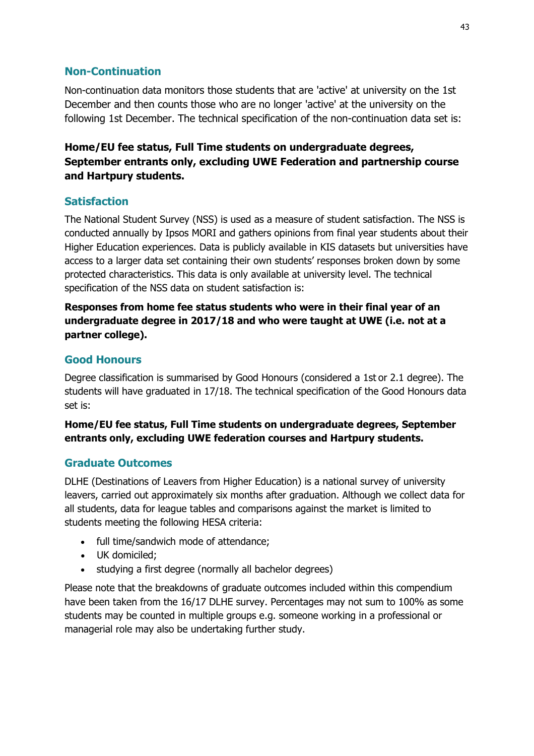## Non-Continuation

Non-continuation data monitors those students that are 'active' at university on the 1st December and then counts those who are no longer 'active' at the university on the following 1st December. The technical specification of the non-continuation data set is:

**Home/EU fee status, Full Time students on undergraduate degrees, September entrants only, excluding UWE Federation and partnership course and Hartpury students.**

## Satisfaction

The National Student Survey (NSS) is used as a measure of student satisfaction. The NSS is conducted annually by Ipsos MORI and gathers opinions from final year students about their Higher Education experiences. Data is publicly available in KIS datasets but universities have access to a larger data set containing their own students' responses broken down by some protected characteristics. This data is only available at university level. The technical specification of the NSS data on student satisfaction is:

**Responses from home fee status students who were in their final year of an undergraduate degree in 2017/18 and who were taught at UWE (i.e. not at a partner college).**

## Good Honours

Degree classification is summarised by Good Honours (considered a 1st or 2.1 degree). The students will have graduated in 17/18. The technical specification of the Good Honours data set is:

**Home/EU fee status, Full Time students on undergraduate degrees, September entrants only, excluding UWE federation courses and Hartpury students.**

## Graduate Outcomes

DLHE (Destinations of Leavers from Higher Education) is a national survey of university leavers, carried out approximately six months after graduation. Although we collect data for all students, data for league tables and comparisons against the market is limited to students meeting the following HESA criteria:

- full time/sandwich mode of attendance;
- UK domiciled;
- studying a first degree (normally all bachelor degrees)

Please note that the breakdowns of graduate outcomes included within this compendium have been taken from the 16/17 DLHE survey. Percentages may not sum to 100% as some students may be counted in multiple groups e.g. someone working in a professional or managerial role may also be undertaking further study.